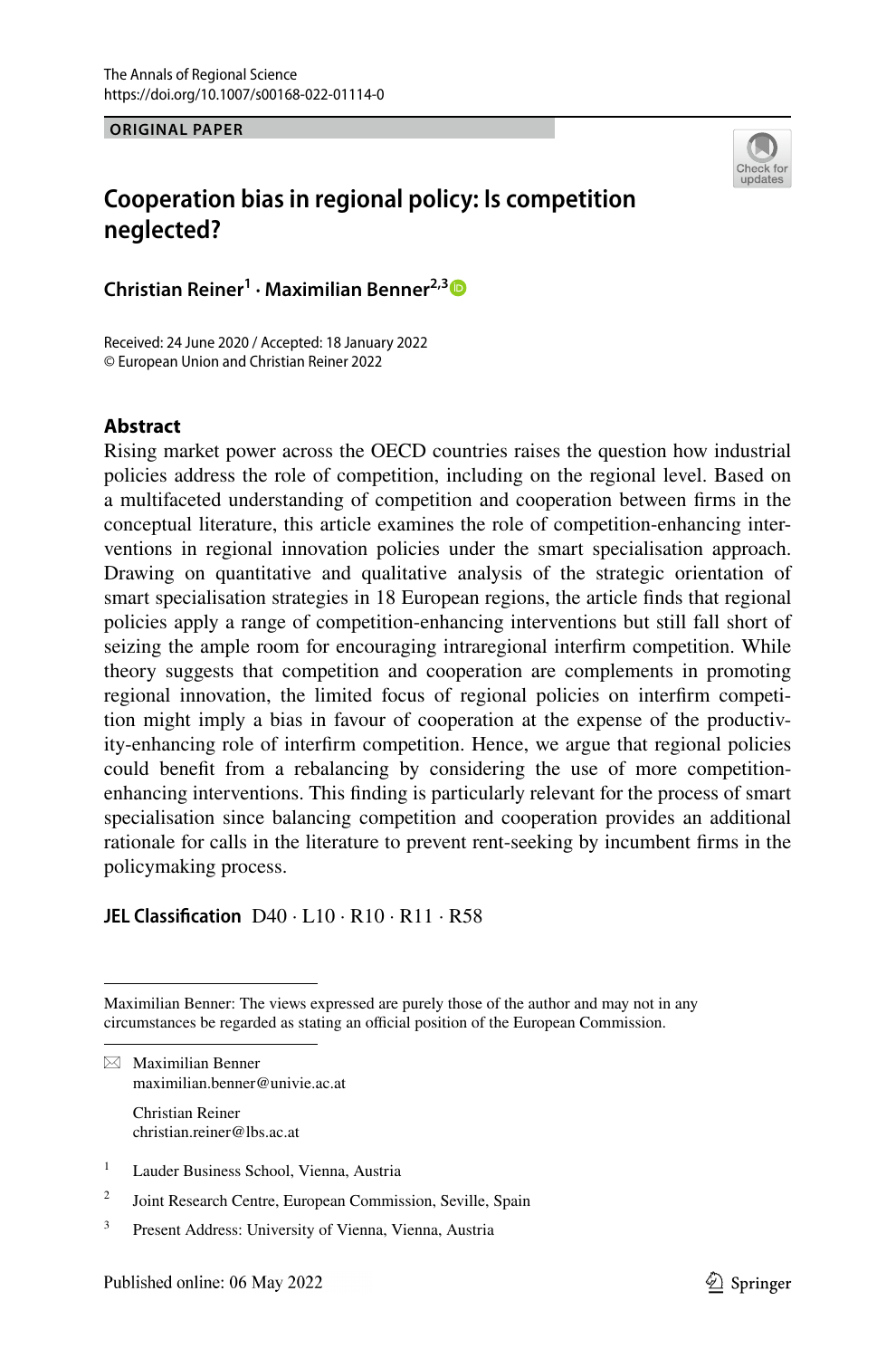ORIGINAL PAPER

# Cooperation bias in regional policy: Is competition neglected?

**Christian Reiner[1] · Maximilian Benner[2,3]**

Received: 24 June 2020 / Accepted: 18 January 2022
© European Union and Christian Reiner 2022

## Abstract

Rising market power across the OECD countries raises the question how industrial policies address the role of competition, including on the regional level. Based on a multifaceted understanding of competition and cooperation between firms in the conceptual literature, this article examines the role of competition-enhancing interventions in regional innovation policies under the smart specialisation approach. Drawing on quantitative and qualitative analysis of the strategic orientation of smart specialisation strategies in 18 European regions, the article finds that regional policies apply a range of competition-enhancing interventions but still fall short of seizing the ample room for encouraging intraregional interfirm competition. While theory suggests that competition and cooperation are complements in promoting regional innovation, the limited focus of regional policies on interfirm competition might imply a bias in favour of cooperation at the expense of the productivity-enhancing role of interfirm competition. Hence, we argue that regional policies could benefit from a rebalancing by considering the use of more competition-enhancing interventions. This finding is particularly relevant for the process of smart specialisation since balancing competition and cooperation provides an additional rationale for calls in the literature to prevent rent-seeking by incumbent firms in the policymaking process.

**JEL Classification** D40 · L10 · R10 · R11 · R58

---

Maximilian Benner: The views expressed are purely those of the author and may not in any circumstances be regarded as stating an official position of the European Commission.

✉ Maximilian Benner
maximilian.benner@univie.ac.at

Christian Reiner
christian.reiner@lbs.ac.at

[1] Lauder Business School, Vienna, Austria

[2] Joint Research Centre, European Commission, Seville, Spain

[3] Present Address: University of Vienna, Vienna, Austria

Published online: 06 May 2022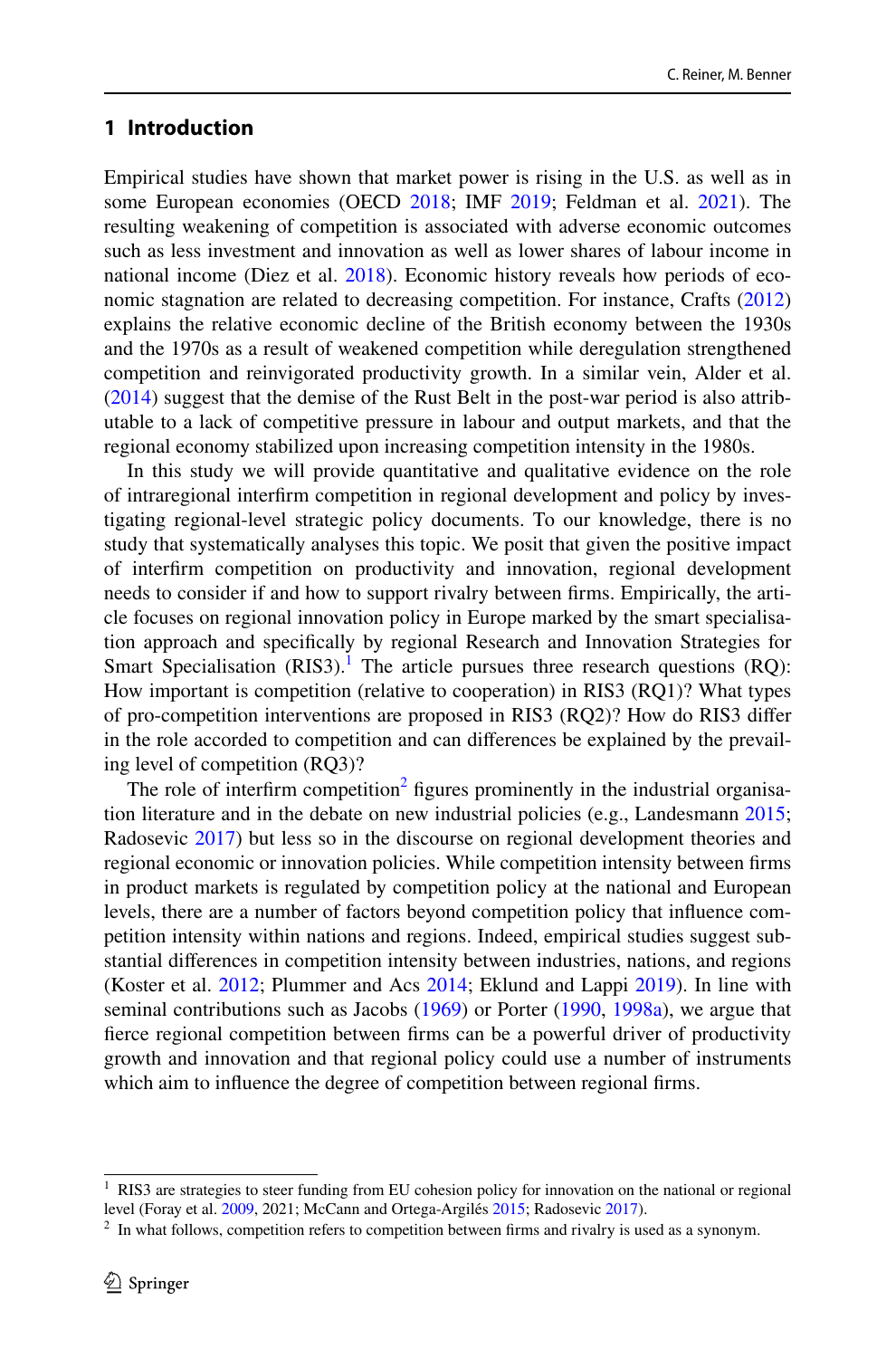## 1 Introduction

Empirical studies have shown that market power is rising in the U.S. as well as in some European economies (OECD 2018; IMF 2019; Feldman et al. 2021). The resulting weakening of competition is associated with adverse economic outcomes such as less investment and innovation as well as lower shares of labour income in national income (Diez et al. 2018). Economic history reveals how periods of economic stagnation are related to decreasing competition. For instance, Crafts (2012) explains the relative economic decline of the British economy between the 1930s and the 1970s as a result of weakened competition while deregulation strengthened competition and reinvigorated productivity growth. In a similar vein, Alder et al. (2014) suggest that the demise of the Rust Belt in the post-war period is also attributable to a lack of competitive pressure in labour and output markets, and that the regional economy stabilized upon increasing competition intensity in the 1980s.

In this study we will provide quantitative and qualitative evidence on the role of intraregional interfirm competition in regional development and policy by investigating regional-level strategic policy documents. To our knowledge, there is no study that systematically analyses this topic. We posit that given the positive impact of interfirm competition on productivity and innovation, regional development needs to consider if and how to support rivalry between firms. Empirically, the article focuses on regional innovation policy in Europe marked by the smart specialisation approach and specifically by regional Research and Innovation Strategies for Smart Specialisation (RIS3).[1] The article pursues three research questions (RQ): How important is competition (relative to cooperation) in RIS3 (RQ1)? What types of pro-competition interventions are proposed in RIS3 (RQ2)? How do RIS3 differ in the role accorded to competition and can differences be explained by the prevailing level of competition (RQ3)?

The role of interfirm competition[2] figures prominently in the industrial organisation literature and in the debate on new industrial policies (e.g., Landesmann 2015; Radosevic 2017) but less so in the discourse on regional development theories and regional economic or innovation policies. While competition intensity between firms in product markets is regulated by competition policy at the national and European levels, there are a number of factors beyond competition policy that influence competition intensity within nations and regions. Indeed, empirical studies suggest substantial differences in competition intensity between industries, nations, and regions (Koster et al. 2012; Plummer and Acs 2014; Eklund and Lappi 2019). In line with seminal contributions such as Jacobs (1969) or Porter (1990, 1998a), we argue that fierce regional competition between firms can be a powerful driver of productivity growth and innovation and that regional policy could use a number of instruments which aim to influence the degree of competition between regional firms.

[1] RIS3 are strategies to steer funding from EU cohesion policy for innovation on the national or regional level (Foray et al. 2009, 2021; McCann and Ortega-Argilés 2015; Radosevic 2017).

[2] In what follows, competition refers to competition between firms and rivalry is used as a synonym.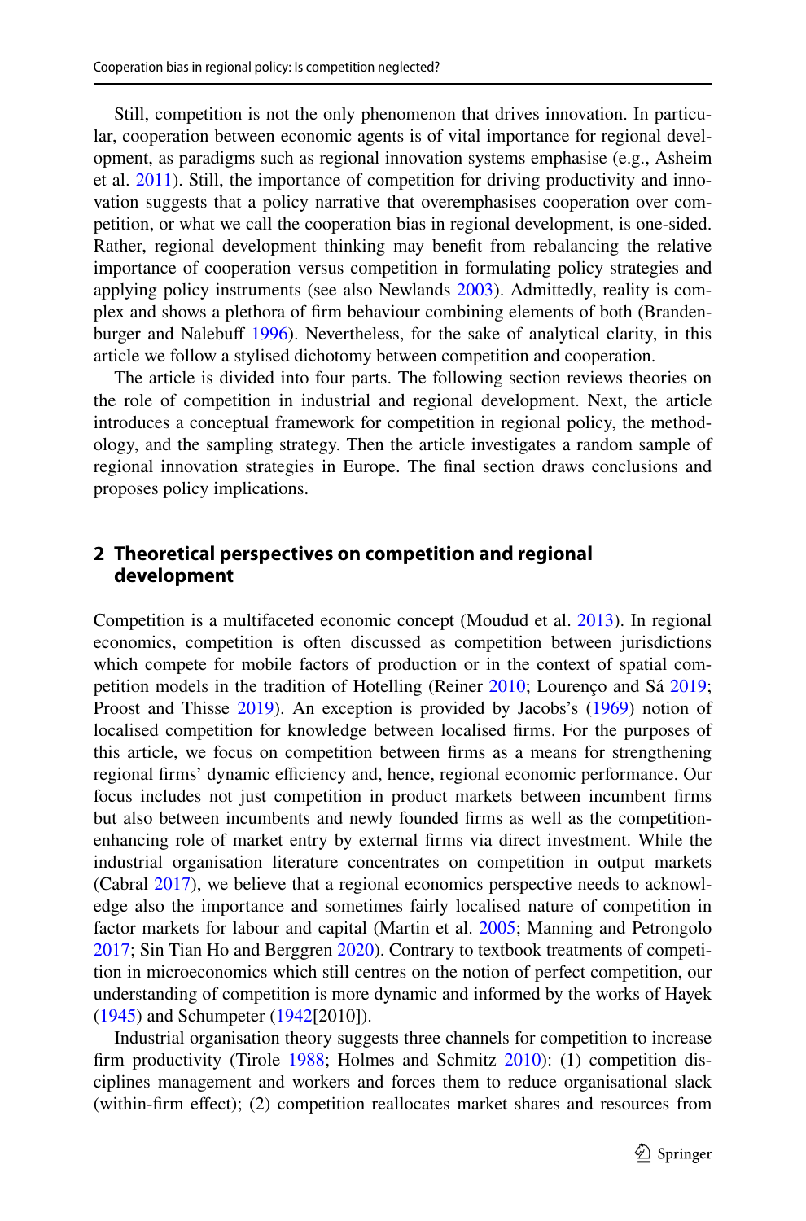Still, competition is not the only phenomenon that drives innovation. In particular, cooperation between economic agents is of vital importance for regional development, as paradigms such as regional innovation systems emphasise (e.g., Asheim et al. 2011). Still, the importance of competition for driving productivity and innovation suggests that a policy narrative that overemphasises cooperation over competition, or what we call the cooperation bias in regional development, is one-sided. Rather, regional development thinking may benefit from rebalancing the relative importance of cooperation versus competition in formulating policy strategies and applying policy instruments (see also Newlands 2003). Admittedly, reality is complex and shows a plethora of firm behaviour combining elements of both (Brandenburger and Nalebuff 1996). Nevertheless, for the sake of analytical clarity, in this article we follow a stylised dichotomy between competition and cooperation.

The article is divided into four parts. The following section reviews theories on the role of competition in industrial and regional development. Next, the article introduces a conceptual framework for competition in regional policy, the methodology, and the sampling strategy. Then the article investigates a random sample of regional innovation strategies in Europe. The final section draws conclusions and proposes policy implications.

## 2 Theoretical perspectives on competition and regional development

Competition is a multifaceted economic concept (Moudud et al. 2013). In regional economics, competition is often discussed as competition between jurisdictions which compete for mobile factors of production or in the context of spatial competition models in the tradition of Hotelling (Reiner 2010; Lourenço and Sá 2019; Proost and Thisse 2019). An exception is provided by Jacobs's (1969) notion of localised competition for knowledge between localised firms. For the purposes of this article, we focus on competition between firms as a means for strengthening regional firms' dynamic efficiency and, hence, regional economic performance. Our focus includes not just competition in product markets between incumbent firms but also between incumbents and newly founded firms as well as the competition-enhancing role of market entry by external firms via direct investment. While the industrial organisation literature concentrates on competition in output markets (Cabral 2017), we believe that a regional economics perspective needs to acknowledge also the importance and sometimes fairly localised nature of competition in factor markets for labour and capital (Martin et al. 2005; Manning and Petrongolo 2017; Sin Tian Ho and Berggren 2020). Contrary to textbook treatments of competition in microeconomics which still centres on the notion of perfect competition, our understanding of competition is more dynamic and informed by the works of Hayek (1945) and Schumpeter (1942[2010]).

Industrial organisation theory suggests three channels for competition to increase firm productivity (Tirole 1988; Holmes and Schmitz 2010): (1) competition disciplines management and workers and forces them to reduce organisational slack (within-firm effect); (2) competition reallocates market shares and resources from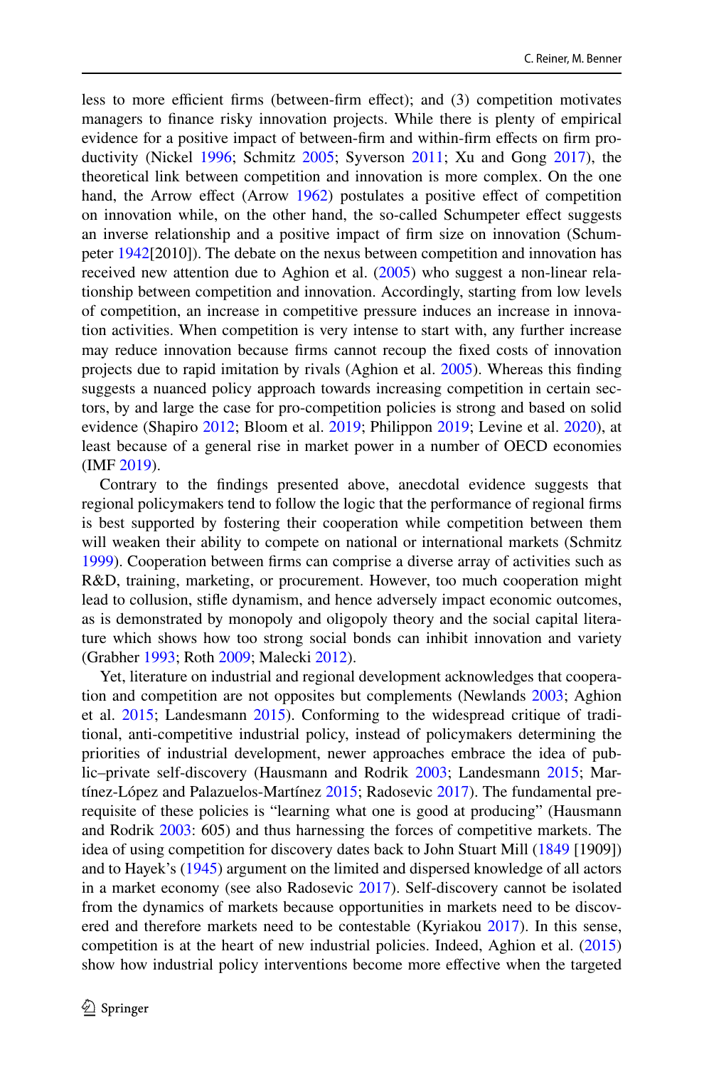less to more efficient firms (between-firm effect); and (3) competition motivates managers to finance risky innovation projects. While there is plenty of empirical evidence for a positive impact of between-firm and within-firm effects on firm productivity (Nickel 1996; Schmitz 2005; Syverson 2011; Xu and Gong 2017), the theoretical link between competition and innovation is more complex. On the one hand, the Arrow effect (Arrow 1962) postulates a positive effect of competition on innovation while, on the other hand, the so-called Schumpeter effect suggests an inverse relationship and a positive impact of firm size on innovation (Schumpeter 1942[2010]). The debate on the nexus between competition and innovation has received new attention due to Aghion et al. (2005) who suggest a non-linear relationship between competition and innovation. Accordingly, starting from low levels of competition, an increase in competitive pressure induces an increase in innovation activities. When competition is very intense to start with, any further increase may reduce innovation because firms cannot recoup the fixed costs of innovation projects due to rapid imitation by rivals (Aghion et al. 2005). Whereas this finding suggests a nuanced policy approach towards increasing competition in certain sectors, by and large the case for pro-competition policies is strong and based on solid evidence (Shapiro 2012; Bloom et al. 2019; Philippon 2019; Levine et al. 2020), at least because of a general rise in market power in a number of OECD economies (IMF 2019).

Contrary to the findings presented above, anecdotal evidence suggests that regional policymakers tend to follow the logic that the performance of regional firms is best supported by fostering their cooperation while competition between them will weaken their ability to compete on national or international markets (Schmitz 1999). Cooperation between firms can comprise a diverse array of activities such as R&D, training, marketing, or procurement. However, too much cooperation might lead to collusion, stifle dynamism, and hence adversely impact economic outcomes, as is demonstrated by monopoly and oligopoly theory and the social capital literature which shows how too strong social bonds can inhibit innovation and variety (Grabher 1993; Roth 2009; Malecki 2012).

Yet, literature on industrial and regional development acknowledges that cooperation and competition are not opposites but complements (Newlands 2003; Aghion et al. 2015; Landesmann 2015). Conforming to the widespread critique of traditional, anti-competitive industrial policy, instead of policymakers determining the priorities of industrial development, newer approaches embrace the idea of public–private self-discovery (Hausmann and Rodrik 2003; Landesmann 2015; Martínez-López and Palazuelos-Martínez 2015; Radosevic 2017). The fundamental prerequisite of these policies is "learning what one is good at producing" (Hausmann and Rodrik 2003: 605) and thus harnessing the forces of competitive markets. The idea of using competition for discovery dates back to John Stuart Mill (1849 [1909]) and to Hayek's (1945) argument on the limited and dispersed knowledge of all actors in a market economy (see also Radosevic 2017). Self-discovery cannot be isolated from the dynamics of markets because opportunities in markets need to be discovered and therefore markets need to be contestable (Kyriakou 2017). In this sense, competition is at the heart of new industrial policies. Indeed, Aghion et al. (2015) show how industrial policy interventions become more effective when the targeted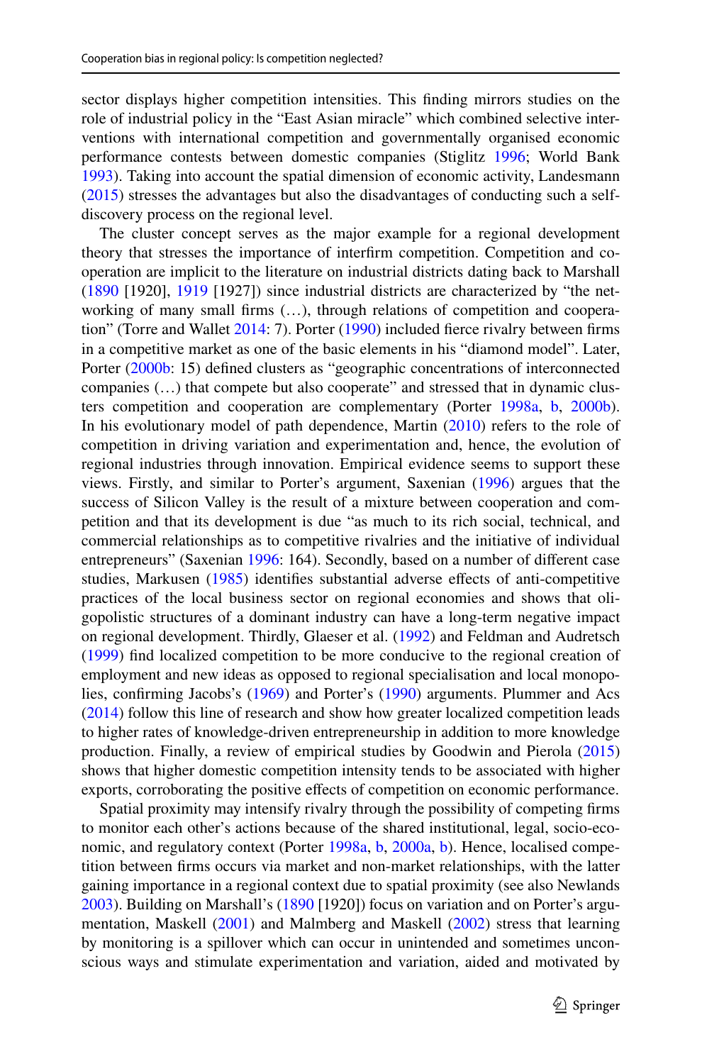sector displays higher competition intensities. This finding mirrors studies on the role of industrial policy in the "East Asian miracle" which combined selective interventions with international competition and governmentally organised economic performance contests between domestic companies (Stiglitz 1996; World Bank 1993). Taking into account the spatial dimension of economic activity, Landesmann (2015) stresses the advantages but also the disadvantages of conducting such a self-discovery process on the regional level.

The cluster concept serves as the major example for a regional development theory that stresses the importance of interfirm competition. Competition and cooperation are implicit to the literature on industrial districts dating back to Marshall (1890 [1920], 1919 [1927]) since industrial districts are characterized by "the networking of many small firms (…), through relations of competition and cooperation" (Torre and Wallet 2014: 7). Porter (1990) included fierce rivalry between firms in a competitive market as one of the basic elements in his "diamond model". Later, Porter (2000b: 15) defined clusters as "geographic concentrations of interconnected companies (…) that compete but also cooperate" and stressed that in dynamic clusters competition and cooperation are complementary (Porter 1998a, b, 2000b). In his evolutionary model of path dependence, Martin (2010) refers to the role of competition in driving variation and experimentation and, hence, the evolution of regional industries through innovation. Empirical evidence seems to support these views. Firstly, and similar to Porter's argument, Saxenian (1996) argues that the success of Silicon Valley is the result of a mixture between cooperation and competition and that its development is due "as much to its rich social, technical, and commercial relationships as to competitive rivalries and the initiative of individual entrepreneurs" (Saxenian 1996: 164). Secondly, based on a number of different case studies, Markusen (1985) identifies substantial adverse effects of anti-competitive practices of the local business sector on regional economies and shows that oligopolistic structures of a dominant industry can have a long-term negative impact on regional development. Thirdly, Glaeser et al. (1992) and Feldman and Audretsch (1999) find localized competition to be more conducive to the regional creation of employment and new ideas as opposed to regional specialisation and local monopolies, confirming Jacobs's (1969) and Porter's (1990) arguments. Plummer and Acs (2014) follow this line of research and show how greater localized competition leads to higher rates of knowledge-driven entrepreneurship in addition to more knowledge production. Finally, a review of empirical studies by Goodwin and Pierola (2015) shows that higher domestic competition intensity tends to be associated with higher exports, corroborating the positive effects of competition on economic performance.

Spatial proximity may intensify rivalry through the possibility of competing firms to monitor each other's actions because of the shared institutional, legal, socio-economic, and regulatory context (Porter 1998a, b, 2000a, b). Hence, localised competition between firms occurs via market and non-market relationships, with the latter gaining importance in a regional context due to spatial proximity (see also Newlands 2003). Building on Marshall's (1890 [1920]) focus on variation and on Porter's argumentation, Maskell (2001) and Malmberg and Maskell (2002) stress that learning by monitoring is a spillover which can occur in unintended and sometimes unconscious ways and stimulate experimentation and variation, aided and motivated by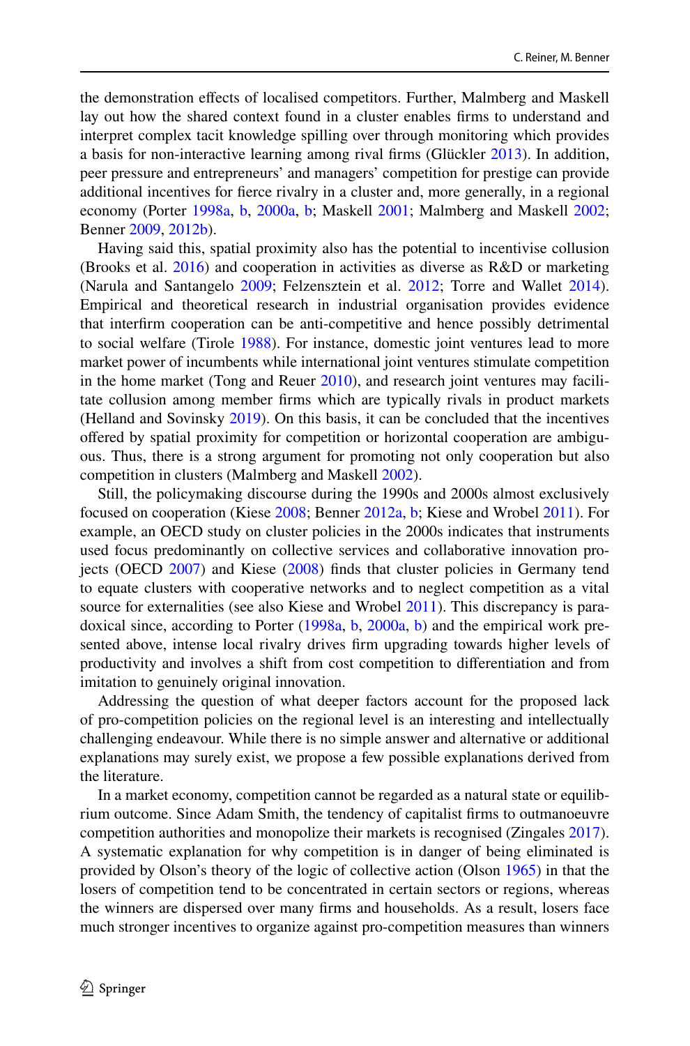the demonstration effects of localised competitors. Further, Malmberg and Maskell lay out how the shared context found in a cluster enables firms to understand and interpret complex tacit knowledge spilling over through monitoring which provides a basis for non-interactive learning among rival firms (Glückler 2013). In addition, peer pressure and entrepreneurs' and managers' competition for prestige can provide additional incentives for fierce rivalry in a cluster and, more generally, in a regional economy (Porter 1998a, b, 2000a, b; Maskell 2001; Malmberg and Maskell 2002; Benner 2009, 2012b).

Having said this, spatial proximity also has the potential to incentivise collusion (Brooks et al. 2016) and cooperation in activities as diverse as R&D or marketing (Narula and Santangelo 2009; Felzensztein et al. 2012; Torre and Wallet 2014). Empirical and theoretical research in industrial organisation provides evidence that interfirm cooperation can be anti-competitive and hence possibly detrimental to social welfare (Tirole 1988). For instance, domestic joint ventures lead to more market power of incumbents while international joint ventures stimulate competition in the home market (Tong and Reuer 2010), and research joint ventures may facilitate collusion among member firms which are typically rivals in product markets (Helland and Sovinsky 2019). On this basis, it can be concluded that the incentives offered by spatial proximity for competition or horizontal cooperation are ambiguous. Thus, there is a strong argument for promoting not only cooperation but also competition in clusters (Malmberg and Maskell 2002).

Still, the policymaking discourse during the 1990s and 2000s almost exclusively focused on cooperation (Kiese 2008; Benner 2012a, b; Kiese and Wrobel 2011). For example, an OECD study on cluster policies in the 2000s indicates that instruments used focus predominantly on collective services and collaborative innovation projects (OECD 2007) and Kiese (2008) finds that cluster policies in Germany tend to equate clusters with cooperative networks and to neglect competition as a vital source for externalities (see also Kiese and Wrobel 2011). This discrepancy is paradoxical since, according to Porter (1998a, b, 2000a, b) and the empirical work presented above, intense local rivalry drives firm upgrading towards higher levels of productivity and involves a shift from cost competition to differentiation and from imitation to genuinely original innovation.

Addressing the question of what deeper factors account for the proposed lack of pro-competition policies on the regional level is an interesting and intellectually challenging endeavour. While there is no simple answer and alternative or additional explanations may surely exist, we propose a few possible explanations derived from the literature.

In a market economy, competition cannot be regarded as a natural state or equilibrium outcome. Since Adam Smith, the tendency of capitalist firms to outmanoeuvre competition authorities and monopolize their markets is recognised (Zingales 2017). A systematic explanation for why competition is in danger of being eliminated is provided by Olson's theory of the logic of collective action (Olson 1965) in that the losers of competition tend to be concentrated in certain sectors or regions, whereas the winners are dispersed over many firms and households. As a result, losers face much stronger incentives to organize against pro-competition measures than winners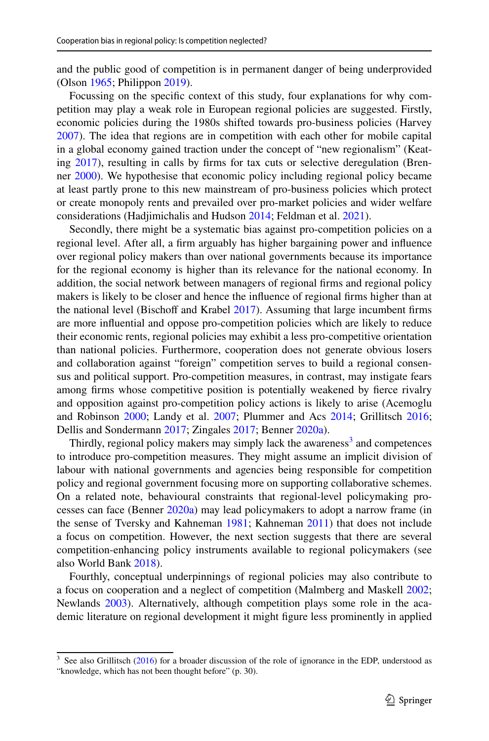and the public good of competition is in permanent danger of being underprovided (Olson 1965; Philippon 2019).

Focussing on the specific context of this study, four explanations for why competition may play a weak role in European regional policies are suggested. Firstly, economic policies during the 1980s shifted towards pro-business policies (Harvey 2007). The idea that regions are in competition with each other for mobile capital in a global economy gained traction under the concept of "new regionalism" (Keating 2017), resulting in calls by firms for tax cuts or selective deregulation (Brenner 2000). We hypothesise that economic policy including regional policy became at least partly prone to this new mainstream of pro-business policies which protect or create monopoly rents and prevailed over pro-market policies and wider welfare considerations (Hadjimichalis and Hudson 2014; Feldman et al. 2021).

Secondly, there might be a systematic bias against pro-competition policies on a regional level. After all, a firm arguably has higher bargaining power and influence over regional policy makers than over national governments because its importance for the regional economy is higher than its relevance for the national economy. In addition, the social network between managers of regional firms and regional policy makers is likely to be closer and hence the influence of regional firms higher than at the national level (Bischoff and Krabel 2017). Assuming that large incumbent firms are more influential and oppose pro-competition policies which are likely to reduce their economic rents, regional policies may exhibit a less pro-competitive orientation than national policies. Furthermore, cooperation does not generate obvious losers and collaboration against "foreign" competition serves to build a regional consensus and political support. Pro-competition measures, in contrast, may instigate fears among firms whose competitive position is potentially weakened by fierce rivalry and opposition against pro-competition policy actions is likely to arise (Acemoglu and Robinson 2000; Landy et al. 2007; Plummer and Acs 2014; Grillitsch 2016; Dellis and Sondermann 2017; Zingales 2017; Benner 2020a).

Thirdly, regional policy makers may simply lack the awareness[3] and competences to introduce pro-competition measures. They might assume an implicit division of labour with national governments and agencies being responsible for competition policy and regional government focusing more on supporting collaborative schemes. On a related note, behavioural constraints that regional-level policymaking processes can face (Benner 2020a) may lead policymakers to adopt a narrow frame (in the sense of Tversky and Kahneman 1981; Kahneman 2011) that does not include a focus on competition. However, the next section suggests that there are several competition-enhancing policy instruments available to regional policymakers (see also World Bank 2018).

Fourthly, conceptual underpinnings of regional policies may also contribute to a focus on cooperation and a neglect of competition (Malmberg and Maskell 2002; Newlands 2003). Alternatively, although competition plays some role in the academic literature on regional development it might figure less prominently in applied

[3] See also Grillitsch (2016) for a broader discussion of the role of ignorance in the EDP, understood as "knowledge, which has not been thought before" (p. 30).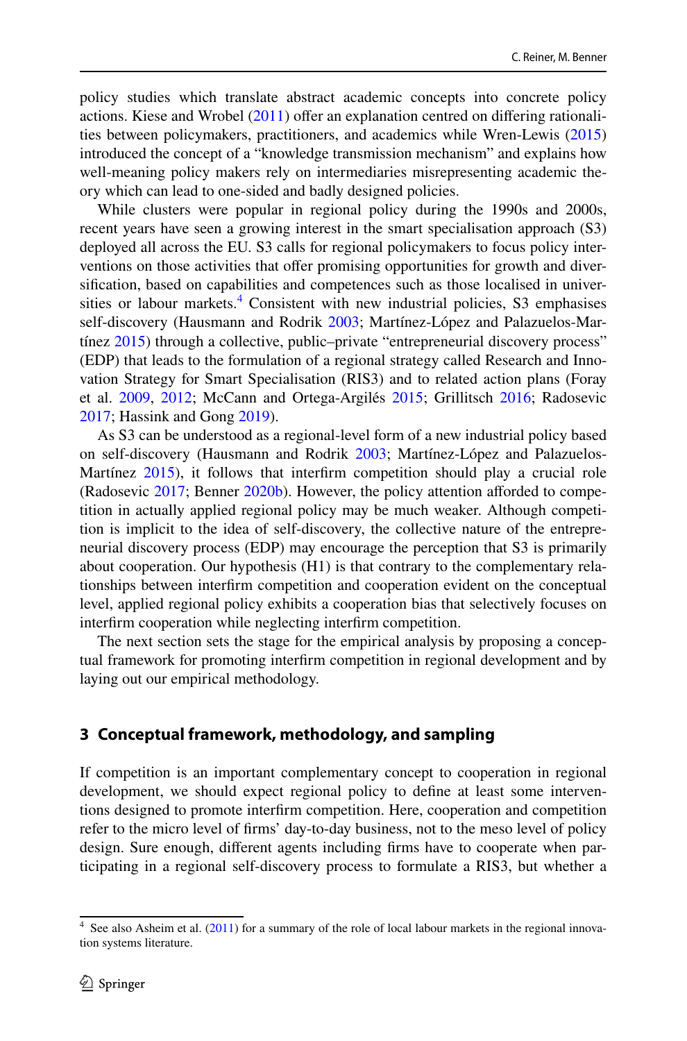policy studies which translate abstract academic concepts into concrete policy actions. Kiese and Wrobel (2011) offer an explanation centred on differing rationalities between policymakers, practitioners, and academics while Wren-Lewis (2015) introduced the concept of a "knowledge transmission mechanism" and explains how well-meaning policy makers rely on intermediaries misrepresenting academic theory which can lead to one-sided and badly designed policies.

While clusters were popular in regional policy during the 1990s and 2000s, recent years have seen a growing interest in the smart specialisation approach (S3) deployed all across the EU. S3 calls for regional policymakers to focus policy interventions on those activities that offer promising opportunities for growth and diversification, based on capabilities and competences such as those localised in universities or labour markets.[4] Consistent with new industrial policies, S3 emphasises self-discovery (Hausmann and Rodrik 2003; Martínez-López and Palazuelos-Martínez 2015) through a collective, public–private "entrepreneurial discovery process" (EDP) that leads to the formulation of a regional strategy called Research and Innovation Strategy for Smart Specialisation (RIS3) and to related action plans (Foray et al. 2009, 2012; McCann and Ortega-Argilés 2015; Grillitsch 2016; Radosevic 2017; Hassink and Gong 2019).

As S3 can be understood as a regional-level form of a new industrial policy based on self-discovery (Hausmann and Rodrik 2003; Martínez-López and Palazuelos-Martínez 2015), it follows that interfirm competition should play a crucial role (Radosevic 2017; Benner 2020b). However, the policy attention afforded to competition in actually applied regional policy may be much weaker. Although competition is implicit to the idea of self-discovery, the collective nature of the entrepreneurial discovery process (EDP) may encourage the perception that S3 is primarily about cooperation. Our hypothesis (H1) is that contrary to the complementary relationships between interfirm competition and cooperation evident on the conceptual level, applied regional policy exhibits a cooperation bias that selectively focuses on interfirm cooperation while neglecting interfirm competition.

The next section sets the stage for the empirical analysis by proposing a conceptual framework for promoting interfirm competition in regional development and by laying out our empirical methodology.

## 3 Conceptual framework, methodology, and sampling

If competition is an important complementary concept to cooperation in regional development, we should expect regional policy to define at least some interventions designed to promote interfirm competition. Here, cooperation and competition refer to the micro level of firms' day-to-day business, not to the meso level of policy design. Sure enough, different agents including firms have to cooperate when participating in a regional self-discovery process to formulate a RIS3, but whether a

[4] See also Asheim et al. (2011) for a summary of the role of local labour markets in the regional innovation systems literature.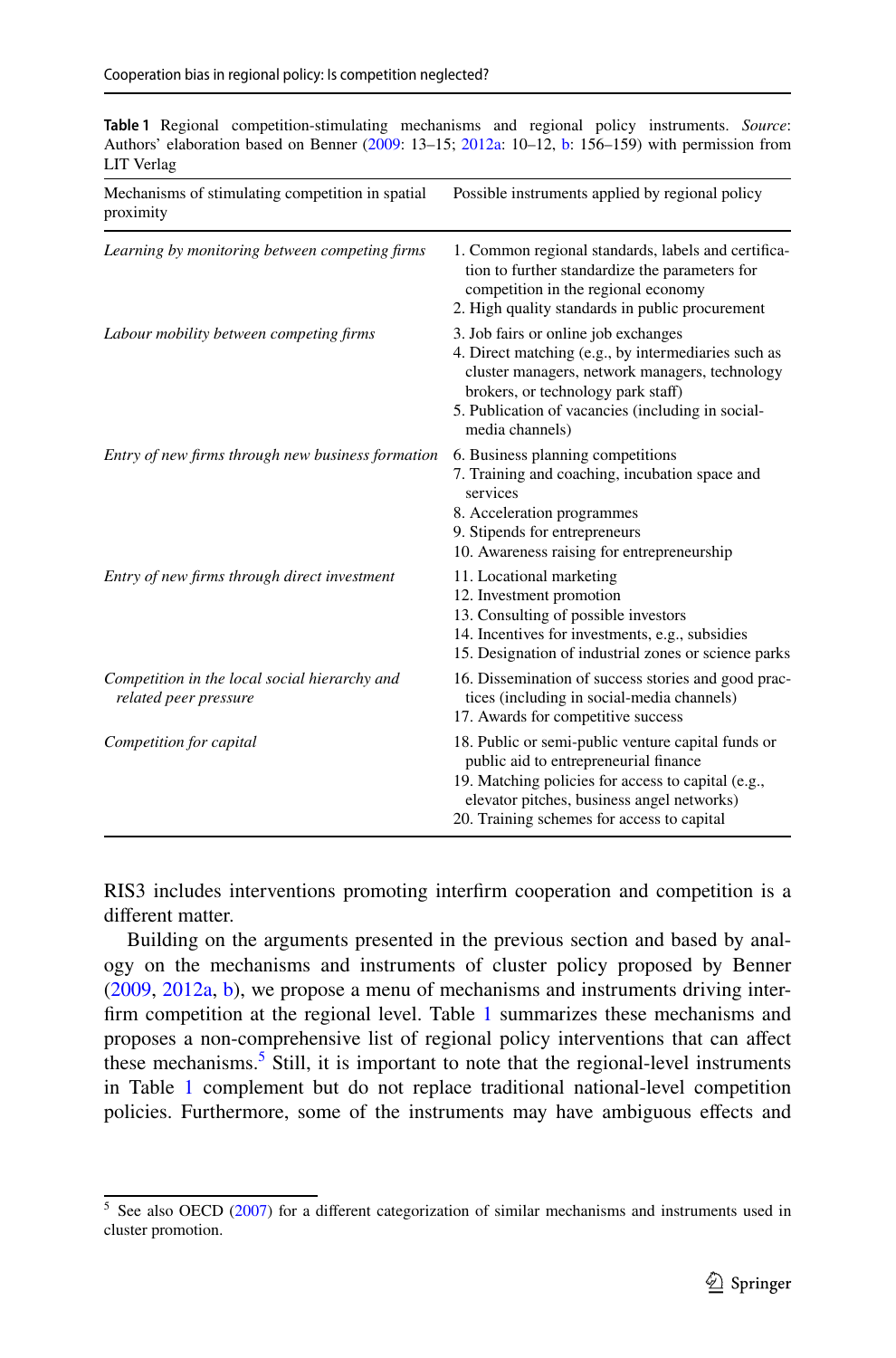**Table 1** Regional competition-stimulating mechanisms and regional policy instruments. *Source*: Authors' elaboration based on Benner (2009: 13–15; 2012a: 10–12, b: 156–159) with permission from LIT Verlag

| Mechanisms of stimulating competition in spatial proximity | Possible instruments applied by regional policy |
|---|---|
| *Learning by monitoring between competing firms* | 1. Common regional standards, labels and certification to further standardize the parameters for competition in the regional economy<br>2. High quality standards in public procurement |
| *Labour mobility between competing firms* | 3. Job fairs or online job exchanges<br>4. Direct matching (e.g., by intermediaries such as cluster managers, network managers, technology brokers, or technology park staff)<br>5. Publication of vacancies (including in social-media channels) |
| *Entry of new firms through new business formation* | 6. Business planning competitions<br>7. Training and coaching, incubation space and services<br>8. Acceleration programmes<br>9. Stipends for entrepreneurs<br>10. Awareness raising for entrepreneurship |
| *Entry of new firms through direct investment* | 11. Locational marketing<br>12. Investment promotion<br>13. Consulting of possible investors<br>14. Incentives for investments, e.g., subsidies<br>15. Designation of industrial zones or science parks |
| *Competition in the local social hierarchy and related peer pressure* | 16. Dissemination of success stories and good practices (including in social-media channels)<br>17. Awards for competitive success |
| *Competition for capital* | 18. Public or semi-public venture capital funds or public aid to entrepreneurial finance<br>19. Matching policies for access to capital (e.g., elevator pitches, business angel networks)<br>20. Training schemes for access to capital |

RIS3 includes interventions promoting interfirm cooperation and competition is a different matter.

Building on the arguments presented in the previous section and based by analogy on the mechanisms and instruments of cluster policy proposed by Benner (2009, 2012a, b), we propose a menu of mechanisms and instruments driving interfirm competition at the regional level. Table 1 summarizes these mechanisms and proposes a non-comprehensive list of regional policy interventions that can affect these mechanisms.[5] Still, it is important to note that the regional-level instruments in Table 1 complement but do not replace traditional national-level competition policies. Furthermore, some of the instruments may have ambiguous effects and

[5] See also OECD (2007) for a different categorization of similar mechanisms and instruments used in cluster promotion.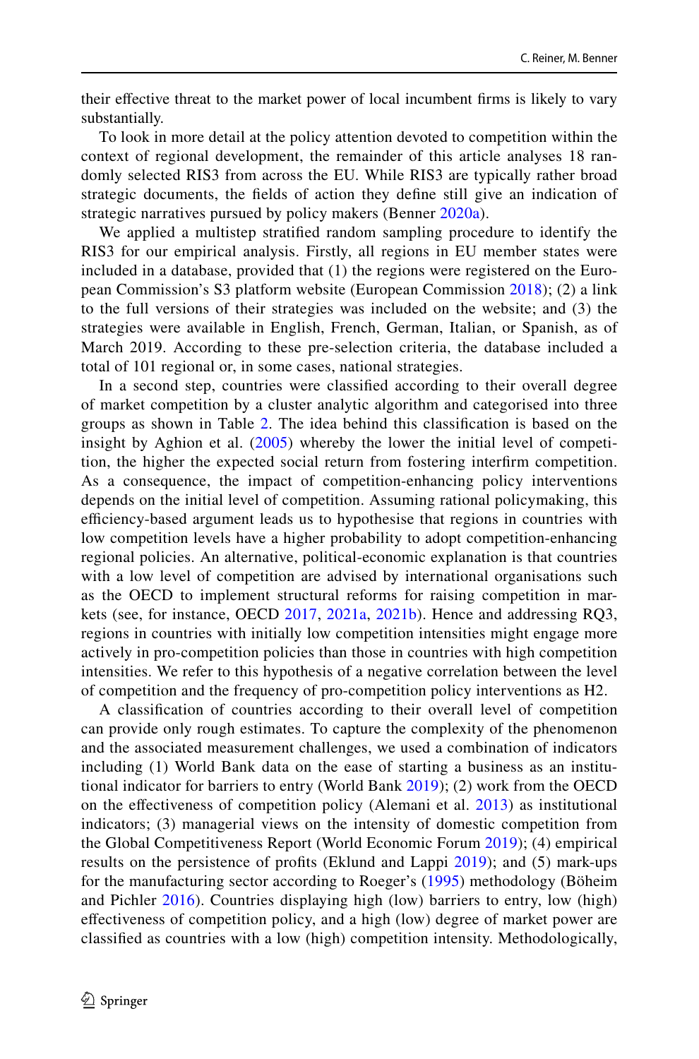their effective threat to the market power of local incumbent firms is likely to vary substantially.

To look in more detail at the policy attention devoted to competition within the context of regional development, the remainder of this article analyses 18 randomly selected RIS3 from across the EU. While RIS3 are typically rather broad strategic documents, the fields of action they define still give an indication of strategic narratives pursued by policy makers (Benner 2020a).

We applied a multistep stratified random sampling procedure to identify the RIS3 for our empirical analysis. Firstly, all regions in EU member states were included in a database, provided that (1) the regions were registered on the European Commission's S3 platform website (European Commission 2018); (2) a link to the full versions of their strategies was included on the website; and (3) the strategies were available in English, French, German, Italian, or Spanish, as of March 2019. According to these pre-selection criteria, the database included a total of 101 regional or, in some cases, national strategies.

In a second step, countries were classified according to their overall degree of market competition by a cluster analytic algorithm and categorised into three groups as shown in Table 2. The idea behind this classification is based on the insight by Aghion et al. (2005) whereby the lower the initial level of competition, the higher the expected social return from fostering interfirm competition. As a consequence, the impact of competition-enhancing policy interventions depends on the initial level of competition. Assuming rational policymaking, this efficiency-based argument leads us to hypothesise that regions in countries with low competition levels have a higher probability to adopt competition-enhancing regional policies. An alternative, political-economic explanation is that countries with a low level of competition are advised by international organisations such as the OECD to implement structural reforms for raising competition in markets (see, for instance, OECD 2017, 2021a, 2021b). Hence and addressing RQ3, regions in countries with initially low competition intensities might engage more actively in pro-competition policies than those in countries with high competition intensities. We refer to this hypothesis of a negative correlation between the level of competition and the frequency of pro-competition policy interventions as H2.

A classification of countries according to their overall level of competition can provide only rough estimates. To capture the complexity of the phenomenon and the associated measurement challenges, we used a combination of indicators including (1) World Bank data on the ease of starting a business as an institutional indicator for barriers to entry (World Bank 2019); (2) work from the OECD on the effectiveness of competition policy (Alemani et al. 2013) as institutional indicators; (3) managerial views on the intensity of domestic competition from the Global Competitiveness Report (World Economic Forum 2019); (4) empirical results on the persistence of profits (Eklund and Lappi 2019); and (5) mark-ups for the manufacturing sector according to Roeger's (1995) methodology (Böheim and Pichler 2016). Countries displaying high (low) barriers to entry, low (high) effectiveness of competition policy, and a high (low) degree of market power are classified as countries with a low (high) competition intensity. Methodologically,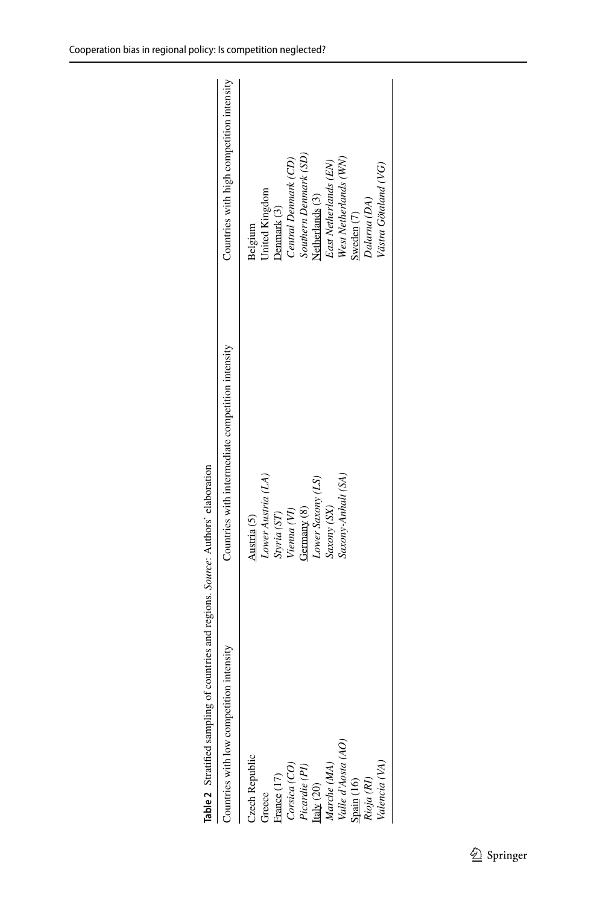**Table 2** Stratified sampling of countries and regions. *Source*: Authors' elaboration

| Countries with low competition intensity | Countries with intermediate competition intensity | Countries with high competition intensity |
|---|---|---|
| Czech Republic | Austria (5) | Belgium |
| Greece | *Lower Austria (LA)* | United Kingdom |
| France (17) | *Styria (ST)* | Denmark (3) |
| *Corsica (CO)* | *Vienna (VI)* | *Central Denmark (CD)* |
| *Picardie (PI)* | Germany (8) | *Southern Denmark (SD)* |
| Italy (20) | *Lower Saxony (LS)* | Netherlands (3) |
| *Marche (MA)* | *Saxony (SX)* | *East Netherlands (EN)* |
| *Valle d'Aosta (AO)* | *Saxony-Anhalt (SA)* | *West Netherlands (WN)* |
| Spain (16) | | Sweden (7) |
| *Rioja (RI)* | | *Dalarna (DA)* |
| *Valencia (VA)* | | *Västra Götaland (VG)* |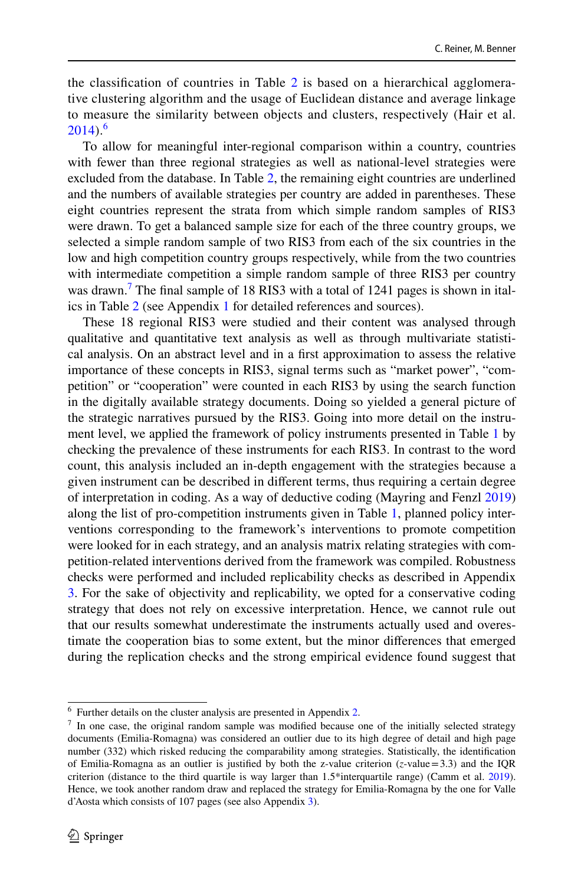the classification of countries in Table 2 is based on a hierarchical agglomerative clustering algorithm and the usage of Euclidean distance and average linkage to measure the similarity between objects and clusters, respectively (Hair et al. 2014).[6]

To allow for meaningful inter-regional comparison within a country, countries with fewer than three regional strategies as well as national-level strategies were excluded from the database. In Table 2, the remaining eight countries are underlined and the numbers of available strategies per country are added in parentheses. These eight countries represent the strata from which simple random samples of RIS3 were drawn. To get a balanced sample size for each of the three country groups, we selected a simple random sample of two RIS3 from each of the six countries in the low and high competition country groups respectively, while from the two countries with intermediate competition a simple random sample of three RIS3 per country was drawn.[7] The final sample of 18 RIS3 with a total of 1241 pages is shown in italics in Table 2 (see Appendix 1 for detailed references and sources).

These 18 regional RIS3 were studied and their content was analysed through qualitative and quantitative text analysis as well as through multivariate statistical analysis. On an abstract level and in a first approximation to assess the relative importance of these concepts in RIS3, signal terms such as "market power", "competition" or "cooperation" were counted in each RIS3 by using the search function in the digitally available strategy documents. Doing so yielded a general picture of the strategic narratives pursued by the RIS3. Going into more detail on the instrument level, we applied the framework of policy instruments presented in Table 1 by checking the prevalence of these instruments for each RIS3. In contrast to the word count, this analysis included an in-depth engagement with the strategies because a given instrument can be described in different terms, thus requiring a certain degree of interpretation in coding. As a way of deductive coding (Mayring and Fenzl 2019) along the list of pro-competition instruments given in Table 1, planned policy interventions corresponding to the framework's interventions to promote competition were looked for in each strategy, and an analysis matrix relating strategies with competition-related interventions derived from the framework was compiled. Robustness checks were performed and included replicability checks as described in Appendix 3. For the sake of objectivity and replicability, we opted for a conservative coding strategy that does not rely on excessive interpretation. Hence, we cannot rule out that our results somewhat underestimate the instruments actually used and overestimate the cooperation bias to some extent, but the minor differences that emerged during the replication checks and the strong empirical evidence found suggest that

---

[6] Further details on the cluster analysis are presented in Appendix 2.

[7] In one case, the original random sample was modified because one of the initially selected strategy documents (Emilia-Romagna) was considered an outlier due to its high degree of detail and high page number (332) which risked reducing the comparability among strategies. Statistically, the identification of Emilia-Romagna as an outlier is justified by both the z-value criterion ($z$-value = 3.3) and the IQR criterion (distance to the third quartile is way larger than 1.5*interquartile range) (Camm et al. 2019). Hence, we took another random draw and replaced the strategy for Emilia-Romagna by the one for Valle d'Aosta which consists of 107 pages (see also Appendix 3).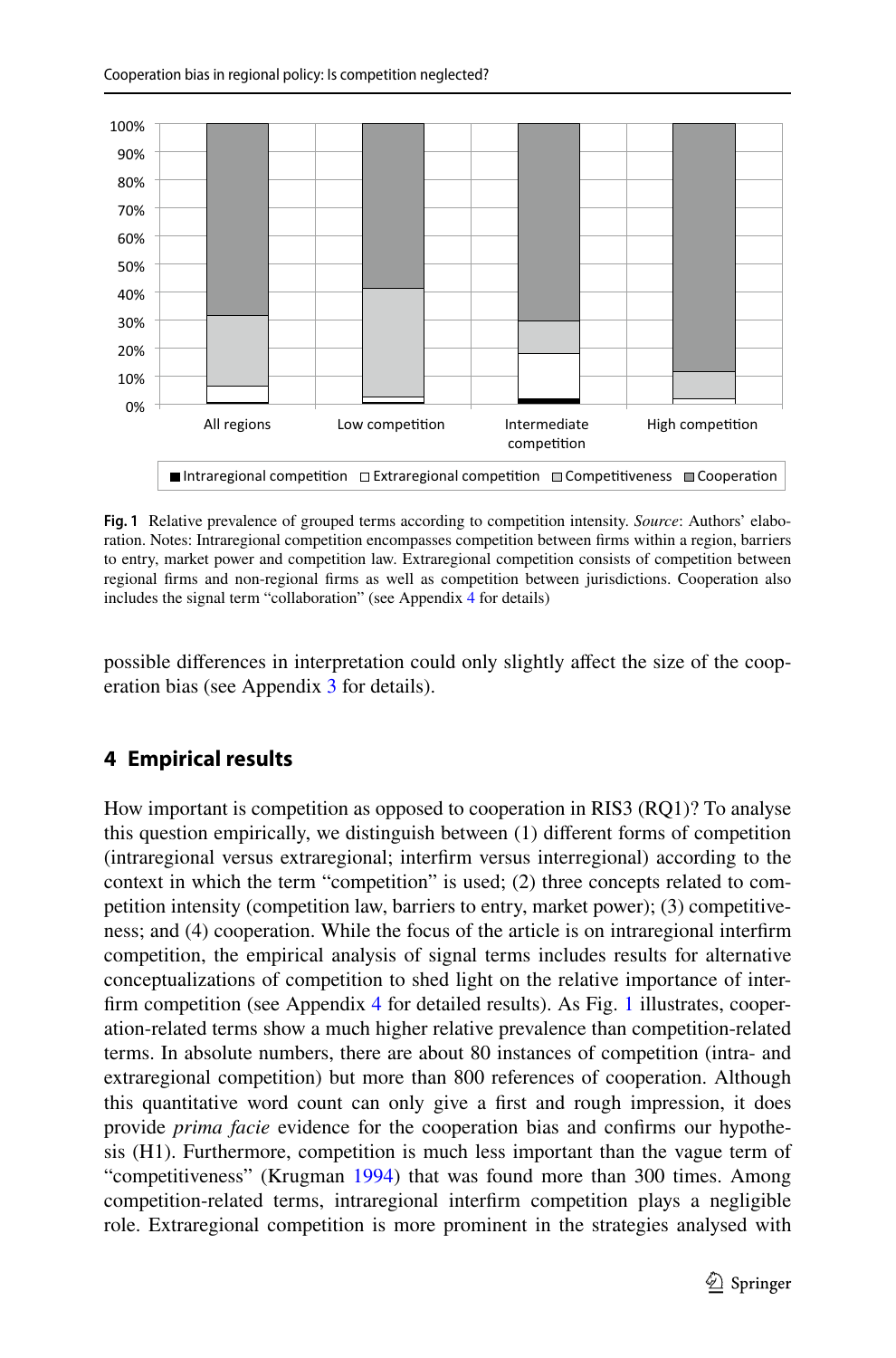Fig. 1 Relative prevalence of grouped terms according to competition intensity. *Source*: Authors' elaboration. Notes: Intraregional competition encompasses competition between firms within a region, barriers to entry, market power and competition law. Extraregional competition consists of competition between regional firms and non-regional firms as well as competition between jurisdictions. Cooperation also includes the signal term "collaboration" (see Appendix 4 for details)

possible differences in interpretation could only slightly affect the size of the cooperation bias (see Appendix 3 for details).

## 4 Empirical results

How important is competition as opposed to cooperation in RIS3 (RQ1)? To analyse this question empirically, we distinguish between (1) different forms of competition (intraregional versus extraregional; interfirm versus interregional) according to the context in which the term "competition" is used; (2) three concepts related to competition intensity (competition law, barriers to entry, market power); (3) competitiveness; and (4) cooperation. While the focus of the article is on intraregional interfirm competition, the empirical analysis of signal terms includes results for alternative conceptualizations of competition to shed light on the relative importance of interfirm competition (see Appendix 4 for detailed results). As Fig. 1 illustrates, cooperation-related terms show a much higher relative prevalence than competition-related terms. In absolute numbers, there are about 80 instances of competition (intra- and extraregional competition) but more than 800 references of cooperation. Although this quantitative word count can only give a first and rough impression, it does provide *prima facie* evidence for the cooperation bias and confirms our hypothesis (H1). Furthermore, competition is much less important than the vague term of "competitiveness" (Krugman 1994) that was found more than 300 times. Among competition-related terms, intraregional interfirm competition plays a negligible role. Extraregional competition is more prominent in the strategies analysed with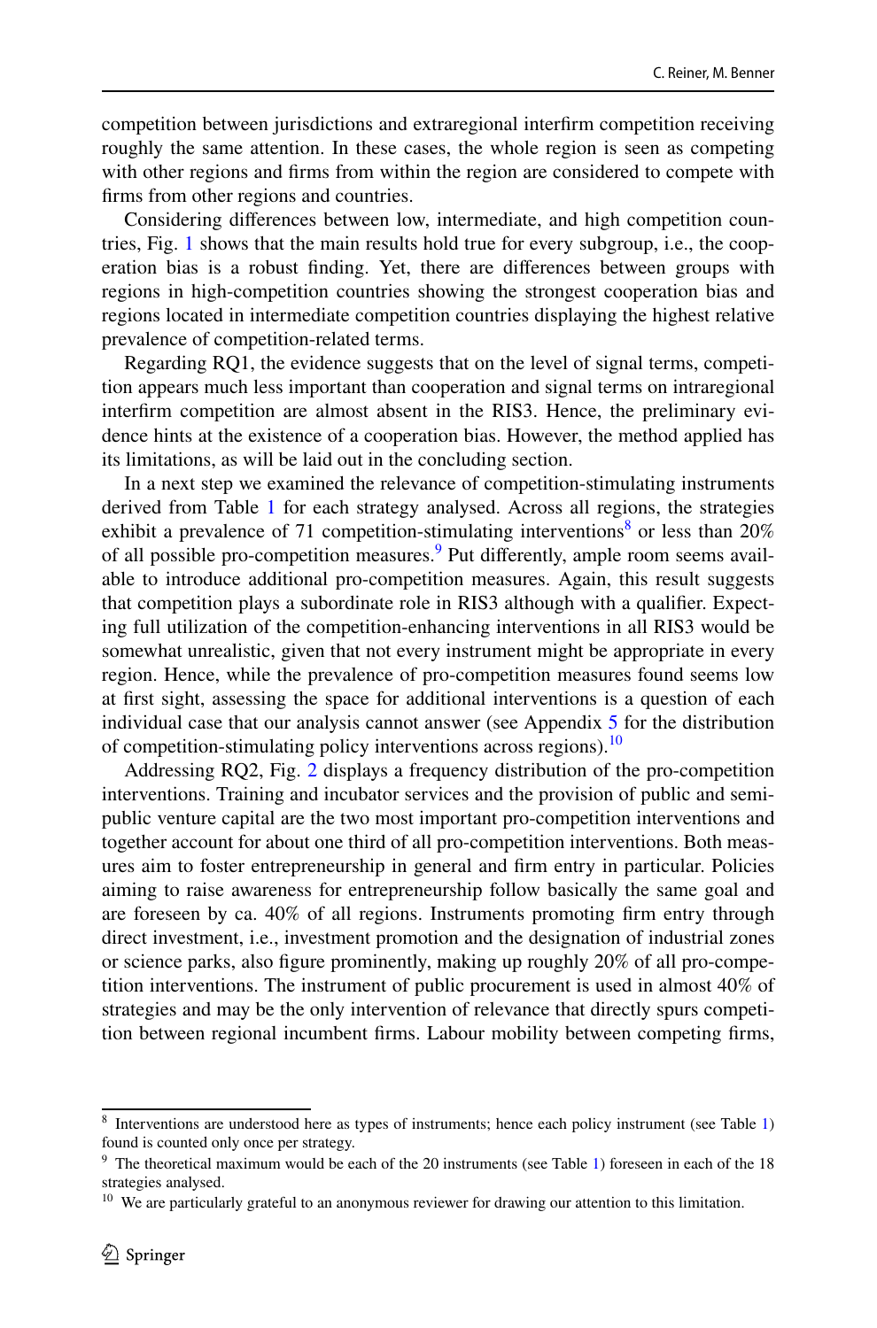competition between jurisdictions and extraregional interfirm competition receiving roughly the same attention. In these cases, the whole region is seen as competing with other regions and firms from within the region are considered to compete with firms from other regions and countries.

Considering differences between low, intermediate, and high competition countries, Fig. 1 shows that the main results hold true for every subgroup, i.e., the cooperation bias is a robust finding. Yet, there are differences between groups with regions in high-competition countries showing the strongest cooperation bias and regions located in intermediate competition countries displaying the highest relative prevalence of competition-related terms.

Regarding RQ1, the evidence suggests that on the level of signal terms, competition appears much less important than cooperation and signal terms on intraregional interfirm competition are almost absent in the RIS3. Hence, the preliminary evidence hints at the existence of a cooperation bias. However, the method applied has its limitations, as will be laid out in the concluding section.

In a next step we examined the relevance of competition-stimulating instruments derived from Table 1 for each strategy analysed. Across all regions, the strategies exhibit a prevalence of 71 competition-stimulating interventions[8] or less than 20% of all possible pro-competition measures.[9] Put differently, ample room seems available to introduce additional pro-competition measures. Again, this result suggests that competition plays a subordinate role in RIS3 although with a qualifier. Expecting full utilization of the competition-enhancing interventions in all RIS3 would be somewhat unrealistic, given that not every instrument might be appropriate in every region. Hence, while the prevalence of pro-competition measures found seems low at first sight, assessing the space for additional interventions is a question of each individual case that our analysis cannot answer (see Appendix 5 for the distribution of competition-stimulating policy interventions across regions).[10]

Addressing RQ2, Fig. 2 displays a frequency distribution of the pro-competition interventions. Training and incubator services and the provision of public and semi-public venture capital are the two most important pro-competition interventions and together account for about one third of all pro-competition interventions. Both measures aim to foster entrepreneurship in general and firm entry in particular. Policies aiming to raise awareness for entrepreneurship follow basically the same goal and are foreseen by ca. 40% of all regions. Instruments promoting firm entry through direct investment, i.e., investment promotion and the designation of industrial zones or science parks, also figure prominently, making up roughly 20% of all pro-competition interventions. The instrument of public procurement is used in almost 40% of strategies and may be the only intervention of relevance that directly spurs competition between regional incumbent firms. Labour mobility between competing firms,

[8] Interventions are understood here as types of instruments; hence each policy instrument (see Table 1) found is counted only once per strategy.

[9] The theoretical maximum would be each of the 20 instruments (see Table 1) foreseen in each of the 18 strategies analysed.

[10] We are particularly grateful to an anonymous reviewer for drawing our attention to this limitation.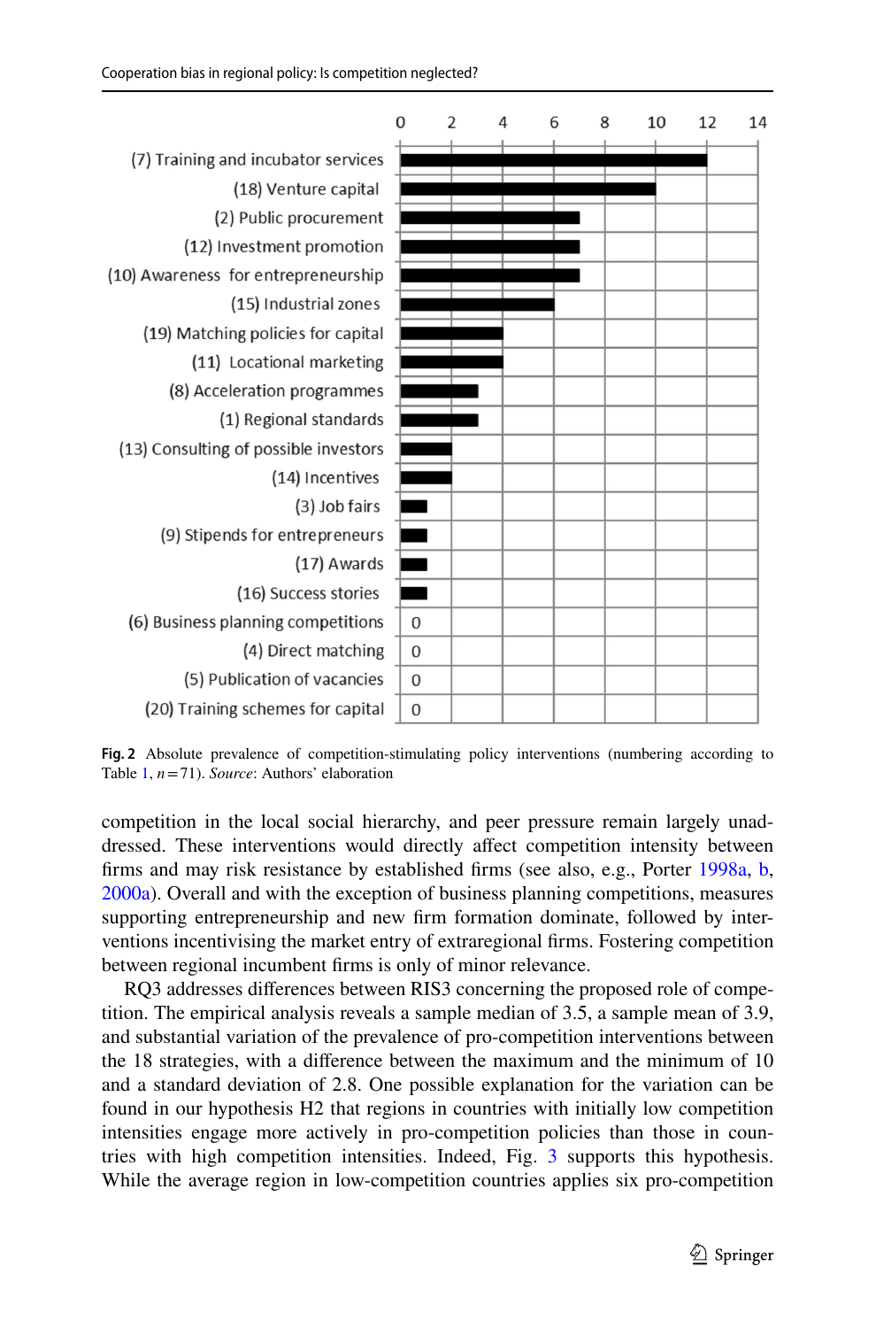| Policy intervention | Prevalence |
|---|---|
| (7) Training and incubator services | 12 |
| (18) Venture capital | 10 |
| (2) Public procurement | 7 |
| (12) Investment promotion | 7 |
| (10) Awareness for entrepreneurship | 7 |
| (15) Industrial zones | 6 |
| (19) Matching policies for capital | 4 |
| (11) Locational marketing | 4 |
| (8) Acceleration programmes | 3 |
| (1) Regional standards | 3 |
| (13) Consulting of possible investors | 2 |
| (14) Incentives | 2 |
| (3) Job fairs | 1 |
| (9) Stipends for entrepreneurs | 1 |
| (17) Awards | 1 |
| (16) Success stories | 1 |
| (6) Business planning competitions | 0 |
| (4) Direct matching | 0 |
| (5) Publication of vacancies | 0 |
| (20) Training schemes for capital | 0 |

**Fig. 2** Absolute prevalence of competition-stimulating policy interventions (numbering according to Table 1, $n = 71$). *Source*: Authors' elaboration

competition in the local social hierarchy, and peer pressure remain largely unaddressed. These interventions would directly affect competition intensity between firms and may risk resistance by established firms (see also, e.g., Porter 1998a, b, 2000a). Overall and with the exception of business planning competitions, measures supporting entrepreneurship and new firm formation dominate, followed by interventions incentivising the market entry of extraregional firms. Fostering competition between regional incumbent firms is only of minor relevance.

RQ3 addresses differences between RIS3 concerning the proposed role of competition. The empirical analysis reveals a sample median of 3.5, a sample mean of 3.9, and substantial variation of the prevalence of pro-competition interventions between the 18 strategies, with a difference between the maximum and the minimum of 10 and a standard deviation of 2.8. One possible explanation for the variation can be found in our hypothesis H2 that regions in countries with initially low competition intensities engage more actively in pro-competition policies than those in countries with high competition intensities. Indeed, Fig. 3 supports this hypothesis. While the average region in low-competition countries applies six pro-competition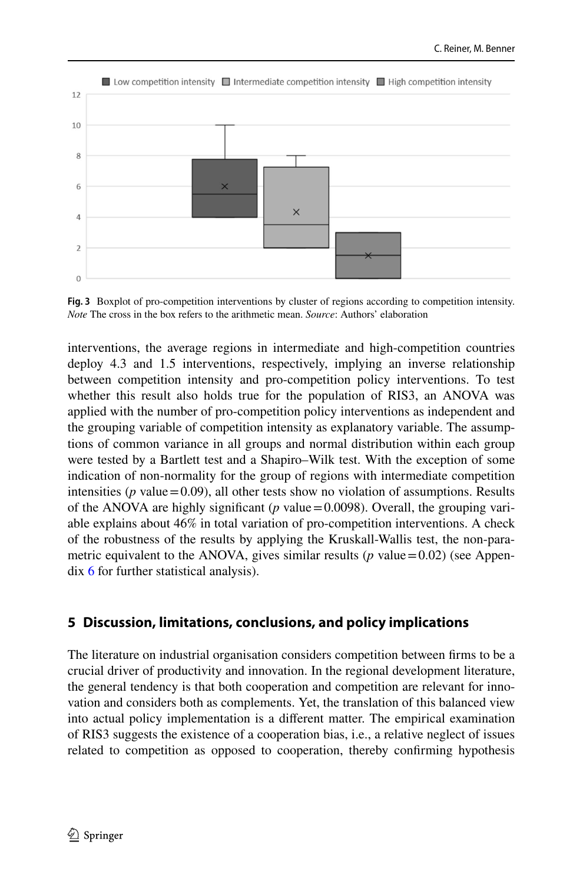Fig. 3 Boxplot of pro-competition interventions by cluster of regions according to competition intensity. *Note* The cross in the box refers to the arithmetic mean. *Source*: Authors' elaboration

interventions, the average regions in intermediate and high-competition countries deploy 4.3 and 1.5 interventions, respectively, implying an inverse relationship between competition intensity and pro-competition policy interventions. To test whether this result also holds true for the population of RIS3, an ANOVA was applied with the number of pro-competition policy interventions as independent and the grouping variable of competition intensity as explanatory variable. The assumptions of common variance in all groups and normal distribution within each group were tested by a Bartlett test and a Shapiro–Wilk test. With the exception of some indication of non-normality for the group of regions with intermediate competition intensities ($p$ value = 0.09), all other tests show no violation of assumptions. Results of the ANOVA are highly significant ($p$ value = 0.0098). Overall, the grouping variable explains about 46% in total variation of pro-competition interventions. A check of the robustness of the results by applying the Kruskall-Wallis test, the non-parametric equivalent to the ANOVA, gives similar results ($p$ value = 0.02) (see Appendix 6 for further statistical analysis).

## 5 Discussion, limitations, conclusions, and policy implications

The literature on industrial organisation considers competition between firms to be a crucial driver of productivity and innovation. In the regional development literature, the general tendency is that both cooperation and competition are relevant for innovation and considers both as complements. Yet, the translation of this balanced view into actual policy implementation is a different matter. The empirical examination of RIS3 suggests the existence of a cooperation bias, i.e., a relative neglect of issues related to competition as opposed to cooperation, thereby confirming hypothesis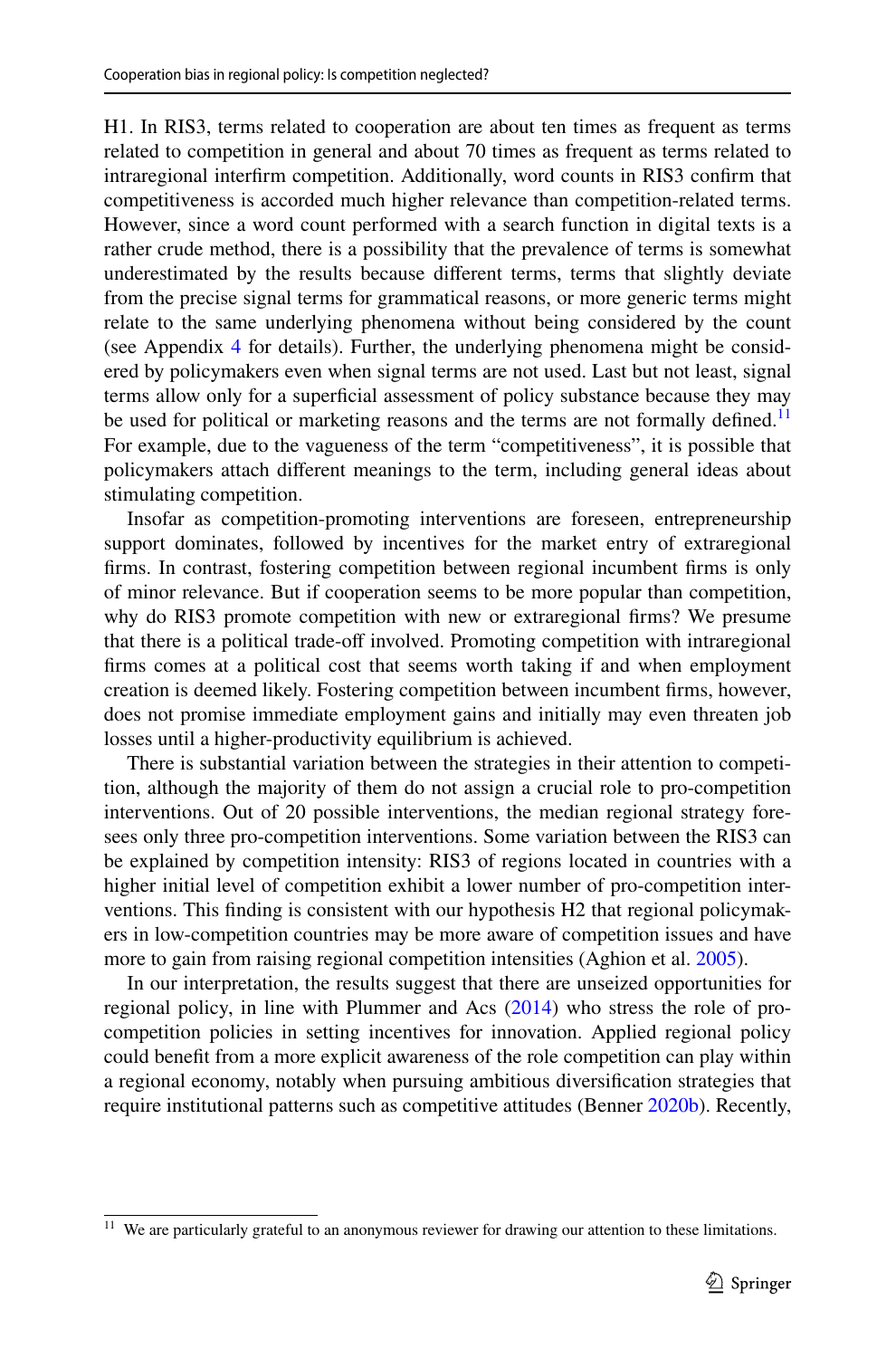H1. In RIS3, terms related to cooperation are about ten times as frequent as terms related to competition in general and about 70 times as frequent as terms related to intraregional interfirm competition. Additionally, word counts in RIS3 confirm that competitiveness is accorded much higher relevance than competition-related terms. However, since a word count performed with a search function in digital texts is a rather crude method, there is a possibility that the prevalence of terms is somewhat underestimated by the results because different terms, terms that slightly deviate from the precise signal terms for grammatical reasons, or more generic terms might relate to the same underlying phenomena without being considered by the count (see Appendix 4 for details). Further, the underlying phenomena might be considered by policymakers even when signal terms are not used. Last but not least, signal terms allow only for a superficial assessment of policy substance because they may be used for political or marketing reasons and the terms are not formally defined.[11] For example, due to the vagueness of the term "competitiveness", it is possible that policymakers attach different meanings to the term, including general ideas about stimulating competition.

Insofar as competition-promoting interventions are foreseen, entrepreneurship support dominates, followed by incentives for the market entry of extraregional firms. In contrast, fostering competition between regional incumbent firms is only of minor relevance. But if cooperation seems to be more popular than competition, why do RIS3 promote competition with new or extraregional firms? We presume that there is a political trade-off involved. Promoting competition with intraregional firms comes at a political cost that seems worth taking if and when employment creation is deemed likely. Fostering competition between incumbent firms, however, does not promise immediate employment gains and initially may even threaten job losses until a higher-productivity equilibrium is achieved.

There is substantial variation between the strategies in their attention to competition, although the majority of them do not assign a crucial role to pro-competition interventions. Out of 20 possible interventions, the median regional strategy foresees only three pro-competition interventions. Some variation between the RIS3 can be explained by competition intensity: RIS3 of regions located in countries with a higher initial level of competition exhibit a lower number of pro-competition interventions. This finding is consistent with our hypothesis H2 that regional policymakers in low-competition countries may be more aware of competition issues and have more to gain from raising regional competition intensities (Aghion et al. 2005).

In our interpretation, the results suggest that there are unseized opportunities for regional policy, in line with Plummer and Acs (2014) who stress the role of pro-competition policies in setting incentives for innovation. Applied regional policy could benefit from a more explicit awareness of the role competition can play within a regional economy, notably when pursuing ambitious diversification strategies that require institutional patterns such as competitive attitudes (Benner 2020b). Recently,

[11] We are particularly grateful to an anonymous reviewer for drawing our attention to these limitations.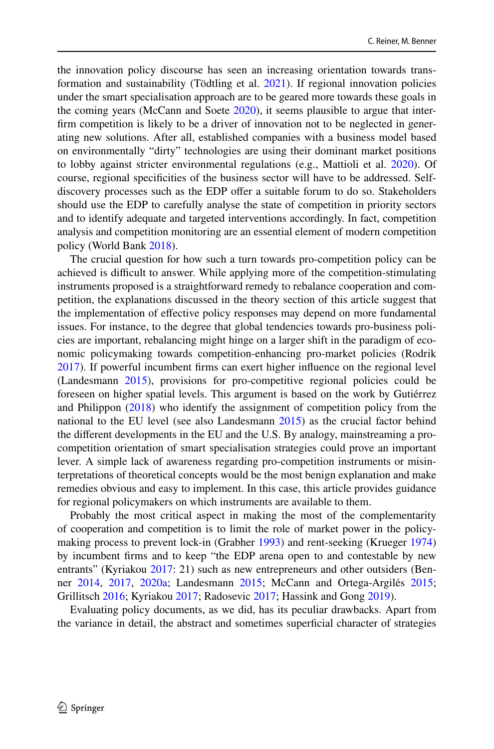the innovation policy discourse has seen an increasing orientation towards transformation and sustainability (Tödtling et al. 2021). If regional innovation policies under the smart specialisation approach are to be geared more towards these goals in the coming years (McCann and Soete 2020), it seems plausible to argue that interfirm competition is likely to be a driver of innovation not to be neglected in generating new solutions. After all, established companies with a business model based on environmentally "dirty" technologies are using their dominant market positions to lobby against stricter environmental regulations (e.g., Mattioli et al. 2020). Of course, regional specificities of the business sector will have to be addressed. Self-discovery processes such as the EDP offer a suitable forum to do so. Stakeholders should use the EDP to carefully analyse the state of competition in priority sectors and to identify adequate and targeted interventions accordingly. In fact, competition analysis and competition monitoring are an essential element of modern competition policy (World Bank 2018).

The crucial question for how such a turn towards pro-competition policy can be achieved is difficult to answer. While applying more of the competition-stimulating instruments proposed is a straightforward remedy to rebalance cooperation and competition, the explanations discussed in the theory section of this article suggest that the implementation of effective policy responses may depend on more fundamental issues. For instance, to the degree that global tendencies towards pro-business policies are important, rebalancing might hinge on a larger shift in the paradigm of economic policymaking towards competition-enhancing pro-market policies (Rodrik 2017). If powerful incumbent firms can exert higher influence on the regional level (Landesmann 2015), provisions for pro-competitive regional policies could be foreseen on higher spatial levels. This argument is based on the work by Gutiérrez and Philippon (2018) who identify the assignment of competition policy from the national to the EU level (see also Landesmann 2015) as the crucial factor behind the different developments in the EU and the U.S. By analogy, mainstreaming a pro-competition orientation of smart specialisation strategies could prove an important lever. A simple lack of awareness regarding pro-competition instruments or misinterpretations of theoretical concepts would be the most benign explanation and make remedies obvious and easy to implement. In this case, this article provides guidance for regional policymakers on which instruments are available to them.

Probably the most critical aspect in making the most of the complementarity of cooperation and competition is to limit the role of market power in the policymaking process to prevent lock-in (Grabher 1993) and rent-seeking (Krueger 1974) by incumbent firms and to keep "the EDP arena open to and contestable by new entrants" (Kyriakou 2017: 21) such as new entrepreneurs and other outsiders (Benner 2014, 2017, 2020a; Landesmann 2015; McCann and Ortega-Argilés 2015; Grillitsch 2016; Kyriakou 2017; Radosevic 2017; Hassink and Gong 2019).

Evaluating policy documents, as we did, has its peculiar drawbacks. Apart from the variance in detail, the abstract and sometimes superficial character of strategies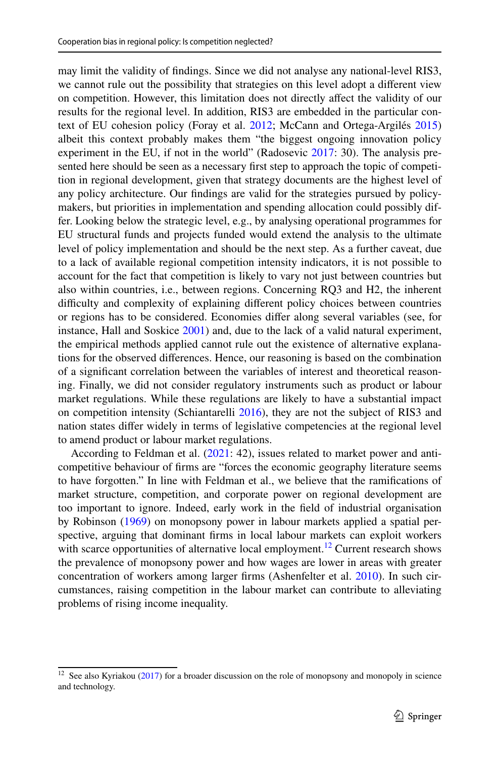may limit the validity of findings. Since we did not analyse any national-level RIS3, we cannot rule out the possibility that strategies on this level adopt a different view on competition. However, this limitation does not directly affect the validity of our results for the regional level. In addition, RIS3 are embedded in the particular context of EU cohesion policy (Foray et al. 2012; McCann and Ortega-Argilés 2015) albeit this context probably makes them "the biggest ongoing innovation policy experiment in the EU, if not in the world" (Radosevic 2017: 30). The analysis presented here should be seen as a necessary first step to approach the topic of competition in regional development, given that strategy documents are the highest level of any policy architecture. Our findings are valid for the strategies pursued by policymakers, but priorities in implementation and spending allocation could possibly differ. Looking below the strategic level, e.g., by analysing operational programmes for EU structural funds and projects funded would extend the analysis to the ultimate level of policy implementation and should be the next step. As a further caveat, due to a lack of available regional competition intensity indicators, it is not possible to account for the fact that competition is likely to vary not just between countries but also within countries, i.e., between regions. Concerning RQ3 and H2, the inherent difficulty and complexity of explaining different policy choices between countries or regions has to be considered. Economies differ along several variables (see, for instance, Hall and Soskice 2001) and, due to the lack of a valid natural experiment, the empirical methods applied cannot rule out the existence of alternative explanations for the observed differences. Hence, our reasoning is based on the combination of a significant correlation between the variables of interest and theoretical reasoning. Finally, we did not consider regulatory instruments such as product or labour market regulations. While these regulations are likely to have a substantial impact on competition intensity (Schiantarelli 2016), they are not the subject of RIS3 and nation states differ widely in terms of legislative competencies at the regional level to amend product or labour market regulations.

According to Feldman et al. (2021: 42), issues related to market power and anti-competitive behaviour of firms are "forces the economic geography literature seems to have forgotten." In line with Feldman et al., we believe that the ramifications of market structure, competition, and corporate power on regional development are too important to ignore. Indeed, early work in the field of industrial organisation by Robinson (1969) on monopsony power in labour markets applied a spatial perspective, arguing that dominant firms in local labour markets can exploit workers with scarce opportunities of alternative local employment.[12] Current research shows the prevalence of monopsony power and how wages are lower in areas with greater concentration of workers among larger firms (Ashenfelter et al. 2010). In such circumstances, raising competition in the labour market can contribute to alleviating problems of rising income inequality.

[12] See also Kyriakou (2017) for a broader discussion on the role of monopsony and monopoly in science and technology.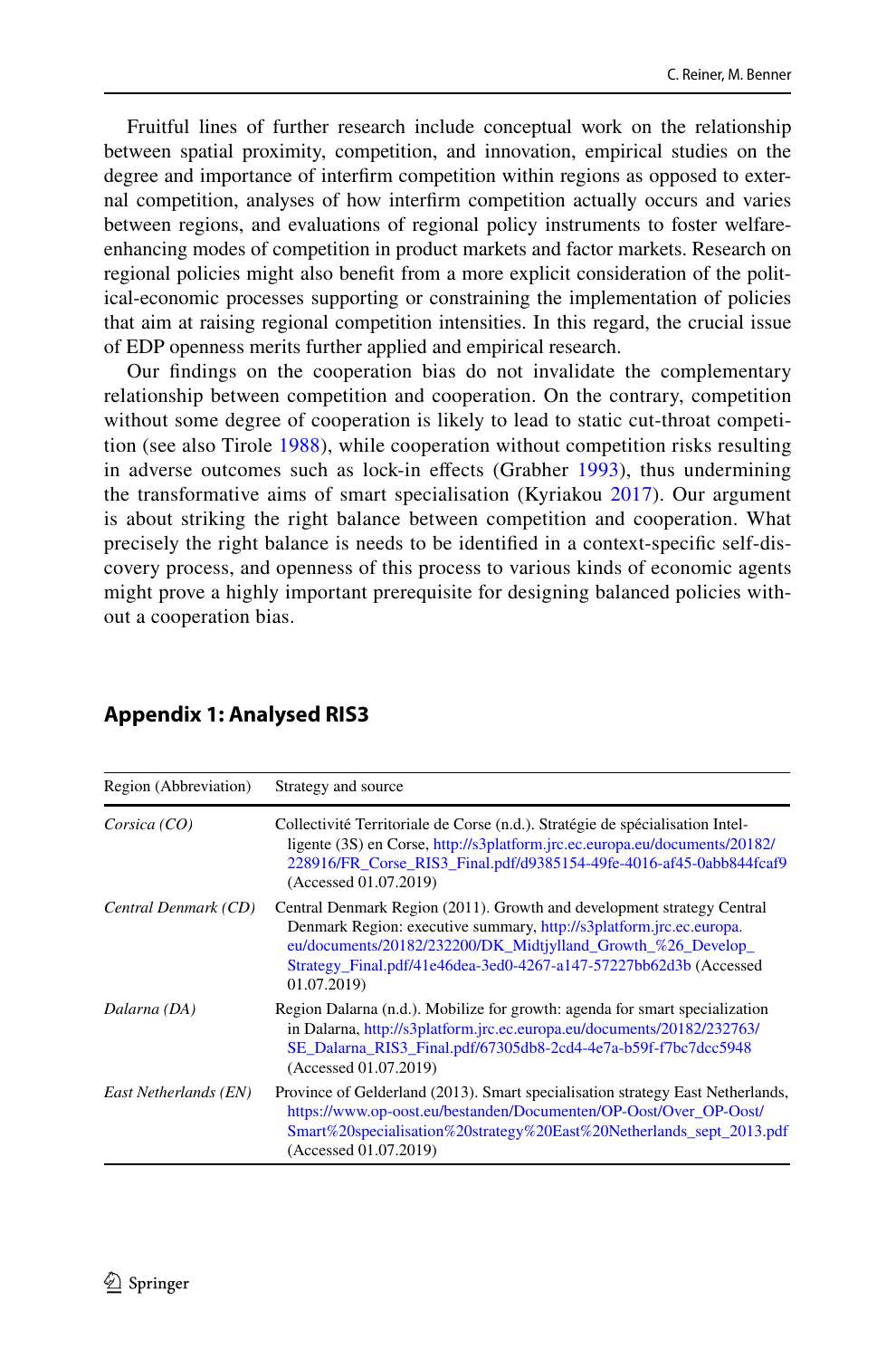Fruitful lines of further research include conceptual work on the relationship between spatial proximity, competition, and innovation, empirical studies on the degree and importance of interfirm competition within regions as opposed to external competition, analyses of how interfirm competition actually occurs and varies between regions, and evaluations of regional policy instruments to foster welfare-enhancing modes of competition in product markets and factor markets. Research on regional policies might also benefit from a more explicit consideration of the political-economic processes supporting or constraining the implementation of policies that aim at raising regional competition intensities. In this regard, the crucial issue of EDP openness merits further applied and empirical research.

Our findings on the cooperation bias do not invalidate the complementary relationship between competition and cooperation. On the contrary, competition without some degree of cooperation is likely to lead to static cut-throat competition (see also Tirole 1988), while cooperation without competition risks resulting in adverse outcomes such as lock-in effects (Grabher 1993), thus undermining the transformative aims of smart specialisation (Kyriakou 2017). Our argument is about striking the right balance between competition and cooperation. What precisely the right balance is needs to be identified in a context-specific self-discovery process, and openness of this process to various kinds of economic agents might prove a highly important prerequisite for designing balanced policies without a cooperation bias.

## Appendix 1: Analysed RIS3

| Region (Abbreviation) | Strategy and source |
|---|---|
| *Corsica (CO)* | Collectivité Territoriale de Corse (n.d.). Stratégie de spécialisation Intelligente (3S) en Corse, http://s3platform.jrc.ec.europa.eu/documents/20182/228916/FR_Corse_RIS3_Final.pdf/d9385154-49fe-4016-af45-0abb844fcaf9 (Accessed 01.07.2019) |
| *Central Denmark (CD)* | Central Denmark Region (2011). Growth and development strategy Central Denmark Region: executive summary, http://s3platform.jrc.ec.europa.eu/documents/20182/232200/DK_Midtjylland_Growth_%26_Development_Strategy_Final.pdf/41e46dea-3ed0-4267-a147-57227bb62d3b (Accessed 01.07.2019) |
| *Dalarna (DA)* | Region Dalarna (n.d.). Mobilize for growth: agenda for smart specialization in Dalarna, http://s3platform.jrc.ec.europa.eu/documents/20182/232763/SE_Dalarna_RIS3_Final.pdf/67305db8-2cd4-4e7a-b59f-f7bc7dcc5948 (Accessed 01.07.2019) |
| *East Netherlands (EN)* | Province of Gelderland (2013). Smart specialisation strategy East Netherlands, https://www.op-oost.eu/bestanden/Documenten/OP-Oost/Over_OP-Oost/Smart%20specialisation%20strategy%20East%20Netherlands_sept_2013.pdf (Accessed 01.07.2019) |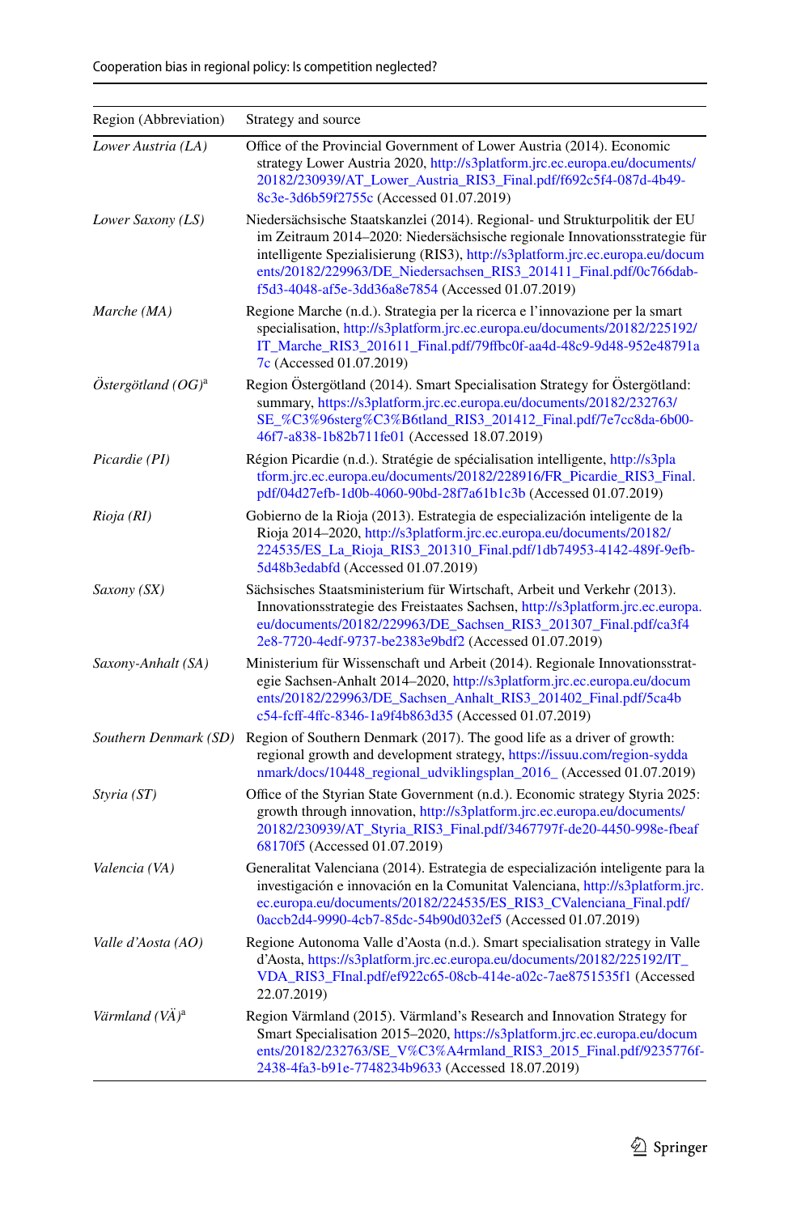| Region (Abbreviation) | Strategy and source |
|---|---|
| *Lower Austria (LA)* | Office of the Provincial Government of Lower Austria (2014). Economic strategy Lower Austria 2020, http://s3platform.jrc.ec.europa.eu/documents/20182/230939/AT_Lower_Austria_RIS3_Final.pdf/f692c5f4-087d-4b49-8c3e-3d6b59f2755c (Accessed 01.07.2019) |
| *Lower Saxony (LS)* | Niedersächsische Staatskanzlei (2014). Regional- und Strukturpolitik der EU im Zeitraum 2014–2020: Niedersächsische regionale Innovationsstrategie für intelligente Spezialisierung (RIS3), http://s3platform.jrc.ec.europa.eu/documents/20182/229963/DE_Niedersachsen_RIS3_201411_Final.pdf/0c766dab-f5d3-4048-af5e-3dd36a8e7854 (Accessed 01.07.2019) |
| *Marche (MA)* | Regione Marche (n.d.). Strategia per la ricerca e l'innovazione per la smart specialisation, http://s3platform.jrc.ec.europa.eu/documents/20182/225192/IT_Marche_RIS3_201611_Final.pdf/79ffbc0f-aa4d-48c9-9d48-952e48791a7c (Accessed 01.07.2019) |
| *Östergötland (OG)*[a] | Region Östergötland (2014). Smart Specialisation Strategy for Östergötland: summary, https://s3platform.jrc.ec.europa.eu/documents/20182/232763/SE_%C3%96sterg%C3%B6tland_RIS3_201412_Final.pdf/7e7cc8da-6b00-46f7-a838-1b82b711fe01 (Accessed 18.07.2019) |
| *Picardie (PI)* | Région Picardie (n.d.). Stratégie de spécialisation intelligente, http://s3platform.jrc.ec.europa.eu/documents/20182/228916/FR_Picardie_RIS3_Final.pdf/04d27efb-1d0b-4060-90bd-28f7a61b1c3b (Accessed 01.07.2019) |
| *Rioja (RI)* | Gobierno de la Rioja (2013). Estrategia de especialización inteligente de la Rioja 2014–2020, http://s3platform.jrc.ec.europa.eu/documents/20182/224535/ES_La_Rioja_RIS3_201310_Final.pdf/1db74953-4142-489f-9efb-5d48b3edabfd (Accessed 01.07.2019) |
| *Saxony (SX)* | Sächsisches Staatsministerium für Wirtschaft, Arbeit und Verkehr (2013). Innovationsstrategie des Freistaates Sachsen, http://s3platform.jrc.ec.europa.eu/documents/20182/229963/DE_Sachsen_RIS3_201307_Final.pdf/ca3f42e8-7720-4edf-9737-be2383e9bdf2 (Accessed 01.07.2019) |
| *Saxony-Anhalt (SA)* | Ministerium für Wissenschaft und Arbeit (2014). Regionale Innovationsstrategie Sachsen-Anhalt 2014–2020, http://s3platform.jrc.ec.europa.eu/documents/20182/229963/DE_Sachsen_Anhalt_RIS3_201402_Final.pdf/5ca4bc54-fcff-4ffc-8346-1a9f4b863d35 (Accessed 01.07.2019) |
| *Southern Denmark (SD)* | Region of Southern Denmark (2017). The good life as a driver of growth: regional growth and development strategy, https://issuu.com/region-syddanmark/docs/10448_regional_udviklingsplan_2016_ (Accessed 01.07.2019) |
| *Styria (ST)* | Office of the Styrian State Government (n.d.). Economic strategy Styria 2025: growth through innovation, http://s3platform.jrc.ec.europa.eu/documents/20182/230939/AT_Styria_RIS3_Final.pdf/3467797f-de20-4450-998e-fbeaf68170f5 (Accessed 01.07.2019) |
| *Valencia (VA)* | Generalitat Valenciana (2014). Estrategia de especialización inteligente para la investigación e innovación en la Comunitat Valenciana, http://s3platform.jrc.ec.europa.eu/documents/20182/224535/ES_RIS3_CValenciana_Final.pdf/0accb2d4-9990-4cb7-85dc-54b90d032ef5 (Accessed 01.07.2019) |
| *Valle d'Aosta (AO)* | Regione Autonoma Valle d'Aosta (n.d.). Smart specialisation strategy in Valle d'Aosta, https://s3platform.jrc.ec.europa.eu/documents/20182/225192/IT_VDA_RIS3_FInal.pdf/ef922c65-08cb-414e-a02c-7ae8751535f1 (Accessed 22.07.2019) |
| *Värmland (VÄ)*[a] | Region Värmland (2015). Värmland's Research and Innovation Strategy for Smart Specialisation 2015–2020, https://s3platform.jrc.ec.europa.eu/documents/20182/232763/SE_V%C3%A4rmland_RIS3_2015_Final.pdf/9235776f-2438-4fa3-b91e-7748234b9633 (Accessed 18.07.2019) |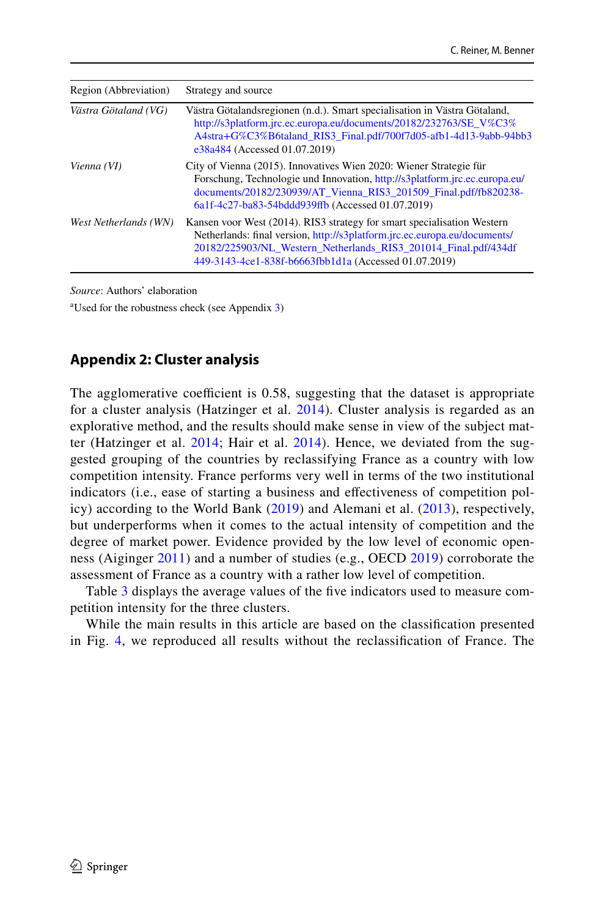| Region (Abbreviation) | Strategy and source |
|---|---|
| *Västra Götaland (VG)* | Västra Götalandsregionen (n.d.). Smart specialisation in Västra Götaland, http://s3platform.jrc.ec.europa.eu/documents/20182/232763/SE_V%C3%A4stra+G%C3%B6taland_RIS3_Final.pdf/700f7d05-afb1-4d13-9abb-94bb3e38a484 (Accessed 01.07.2019) |
| *Vienna (VI)* | City of Vienna (2015). Innovatives Wien 2020: Wiener Strategie für Forschung, Technologie und Innovation, http://s3platform.jrc.ec.europa.eu/documents/20182/230939/AT_Vienna_RIS3_201509_Final.pdf/fb820238-6a1f-4c27-ba83-54bddd939ffb (Accessed 01.07.2019) |
| *West Netherlands (WN)* | Kansen voor West (2014). RIS3 strategy for smart specialisation Western Netherlands: final version, http://s3platform.jrc.ec.europa.eu/documents/20182/225903/NL_Western_Netherlands_RIS3_201014_Final.pdf/434df449-3143-4ce1-838f-b6663fbb1d1a (Accessed 01.07.2019) |

*Source*: Authors' elaboration

[a]Used for the robustness check (see Appendix 3)

## Appendix 2: Cluster analysis

The agglomerative coefficient is 0.58, suggesting that the dataset is appropriate for a cluster analysis (Hatzinger et al. 2014). Cluster analysis is regarded as an explorative method, and the results should make sense in view of the subject matter (Hatzinger et al. 2014; Hair et al. 2014). Hence, we deviated from the suggested grouping of the countries by reclassifying France as a country with low competition intensity. France performs very well in terms of the two institutional indicators (i.e., ease of starting a business and effectiveness of competition policy) according to the World Bank (2019) and Alemani et al. (2013), respectively, but underperforms when it comes to the actual intensity of competition and the degree of market power. Evidence provided by the low level of economic openness (Aiginger 2011) and a number of studies (e.g., OECD 2019) corroborate the assessment of France as a country with a rather low level of competition.

Table 3 displays the average values of the five indicators used to measure competition intensity for the three clusters.

While the main results in this article are based on the classification presented in Fig. 4, we reproduced all results without the reclassification of France. The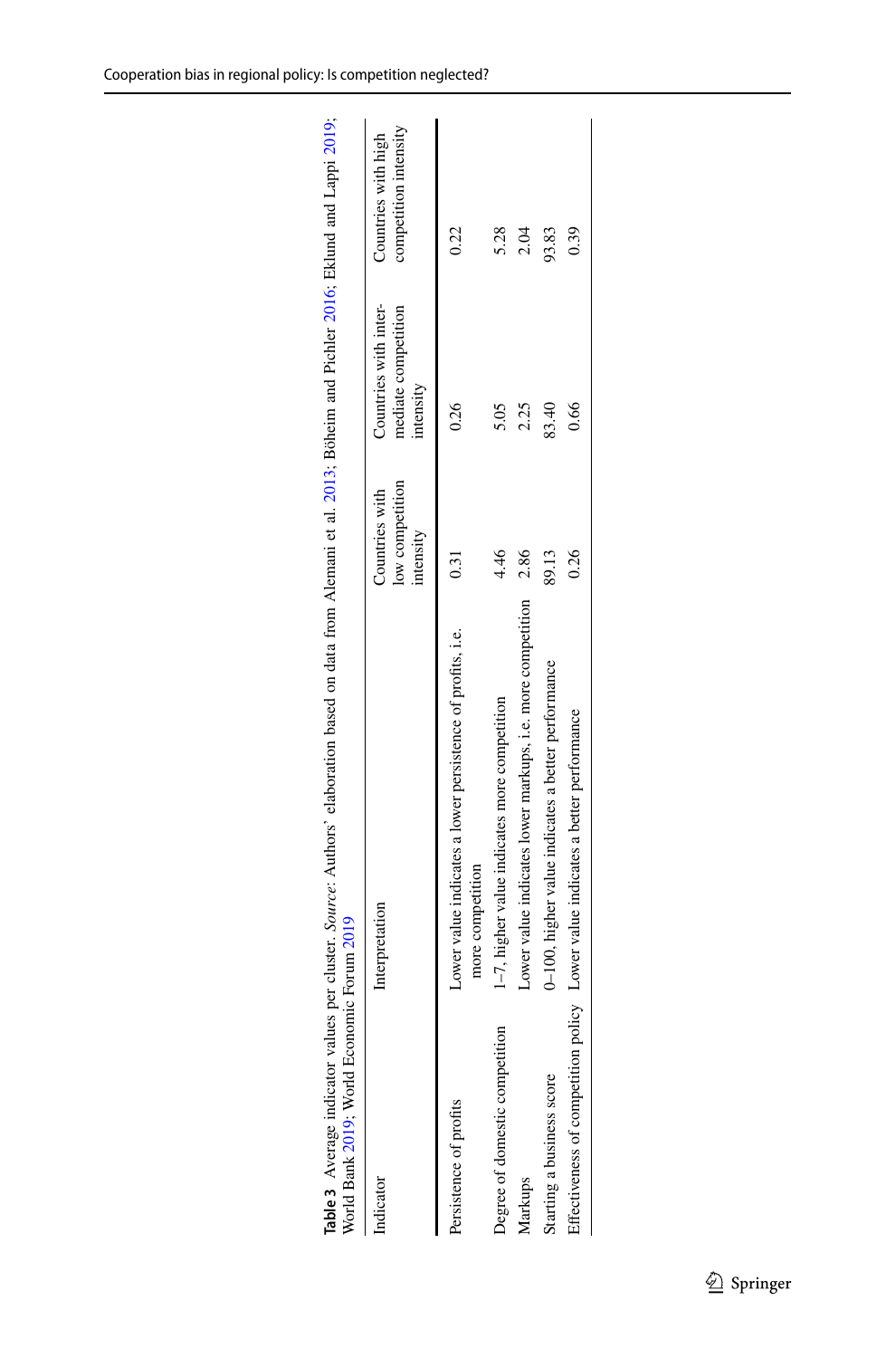**Table 3** Average indicator values per cluster. *Source*: Authors' elaboration based on data from Alemani et al. 2013; Böheim and Pichler 2016; Eklund and Lappi 2019; World Bank 2019; World Economic Forum 2019

| Indicator | Interpretation | Countries with low competition intensity | Countries with intermediate competition intensity | Countries with high competition intensity |
|---|---|---|---|---|
| Persistence of profits | Lower value indicates a lower persistence of profits, i.e. more competition | 0.31 | 0.26 | 0.22 |
| Degree of domestic competition | 1–7, higher value indicates more competition | 4.46 | 5.05 | 5.28 |
| Markups | Lower value indicates lower markups, i.e. more competition | 2.86 | 2.25 | 2.04 |
| Starting a business score | 0–100, higher value indicates a better performance | 89.13 | 83.40 | 93.83 |
| Effectiveness of competition policy | Lower value indicates a better performance | 0.26 | 0.66 | 0.39 |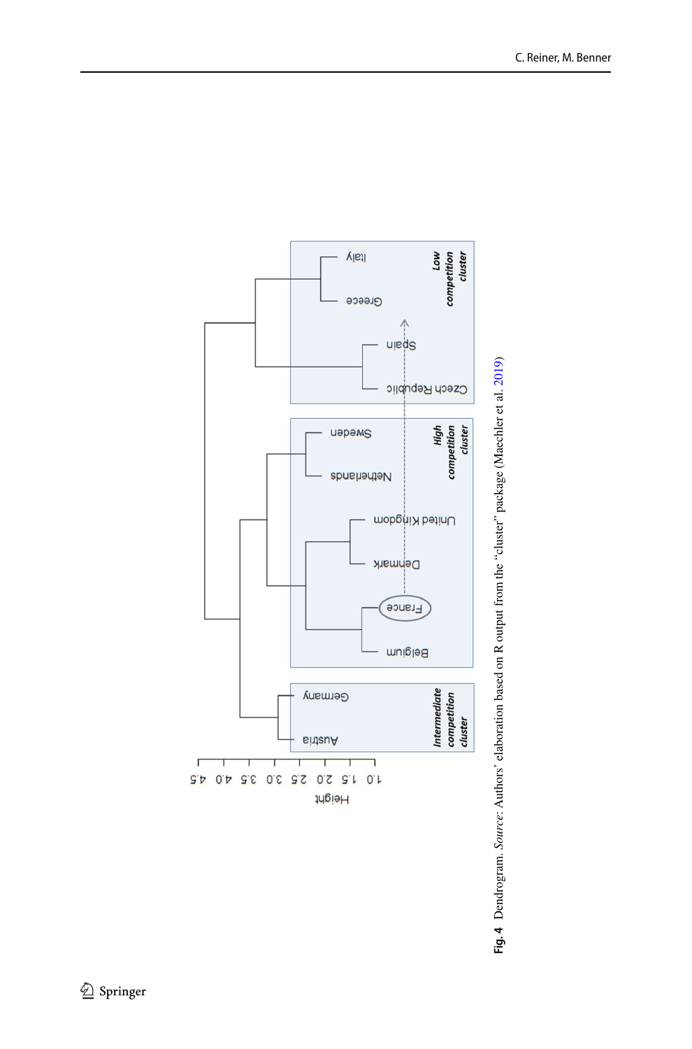Height

4.5 4.0 3.5 3.0 2.5 2.0 1.5 1.0

Austria Germany

*Intermediate competition cluster*

Belgium France Denmark United Kingdom Netherlands Sweden

*High competition cluster*

Czech Republic Spain Greece Italy

*Low competition cluster*

**Fig. 4** Dendrogram. *Source*: Authors' elaboration based on R output from the "cluster" package (Maechler et al. 2019)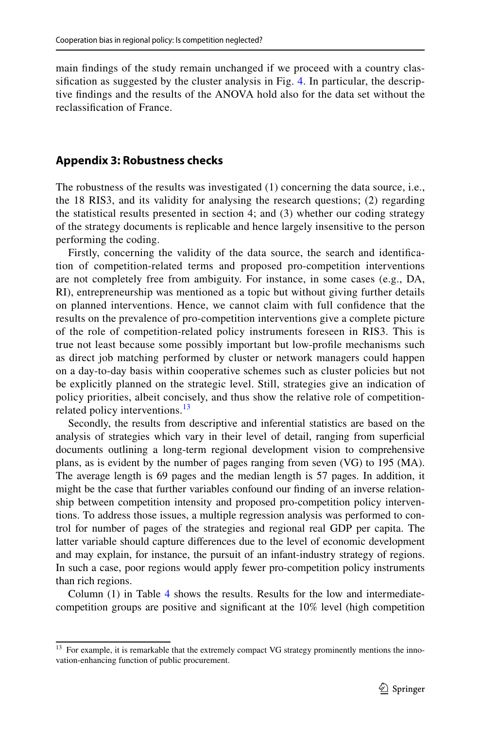main findings of the study remain unchanged if we proceed with a country classification as suggested by the cluster analysis in Fig. 4. In particular, the descriptive findings and the results of the ANOVA hold also for the data set without the reclassification of France.

## Appendix 3: Robustness checks

The robustness of the results was investigated (1) concerning the data source, i.e., the 18 RIS3, and its validity for analysing the research questions; (2) regarding the statistical results presented in section 4; and (3) whether our coding strategy of the strategy documents is replicable and hence largely insensitive to the person performing the coding.

Firstly, concerning the validity of the data source, the search and identification of competition-related terms and proposed pro-competition interventions are not completely free from ambiguity. For instance, in some cases (e.g., DA, RI), entrepreneurship was mentioned as a topic but without giving further details on planned interventions. Hence, we cannot claim with full confidence that the results on the prevalence of pro-competition interventions give a complete picture of the role of competition-related policy instruments foreseen in RIS3. This is true not least because some possibly important but low-profile mechanisms such as direct job matching performed by cluster or network managers could happen on a day-to-day basis within cooperative schemes such as cluster policies but not be explicitly planned on the strategic level. Still, strategies give an indication of policy priorities, albeit concisely, and thus show the relative role of competition-related policy interventions.[13]

Secondly, the results from descriptive and inferential statistics are based on the analysis of strategies which vary in their level of detail, ranging from superficial documents outlining a long-term regional development vision to comprehensive plans, as is evident by the number of pages ranging from seven (VG) to 195 (MA). The average length is 69 pages and the median length is 57 pages. In addition, it might be the case that further variables confound our finding of an inverse relationship between competition intensity and proposed pro-competition policy interventions. To address those issues, a multiple regression analysis was performed to control for number of pages of the strategies and regional real GDP per capita. The latter variable should capture differences due to the level of economic development and may explain, for instance, the pursuit of an infant-industry strategy of regions. In such a case, poor regions would apply fewer pro-competition policy instruments than rich regions.

Column (1) in Table 4 shows the results. Results for the low and intermediate-competition groups are positive and significant at the 10% level (high competition

[13] For example, it is remarkable that the extremely compact VG strategy prominently mentions the innovation-enhancing function of public procurement.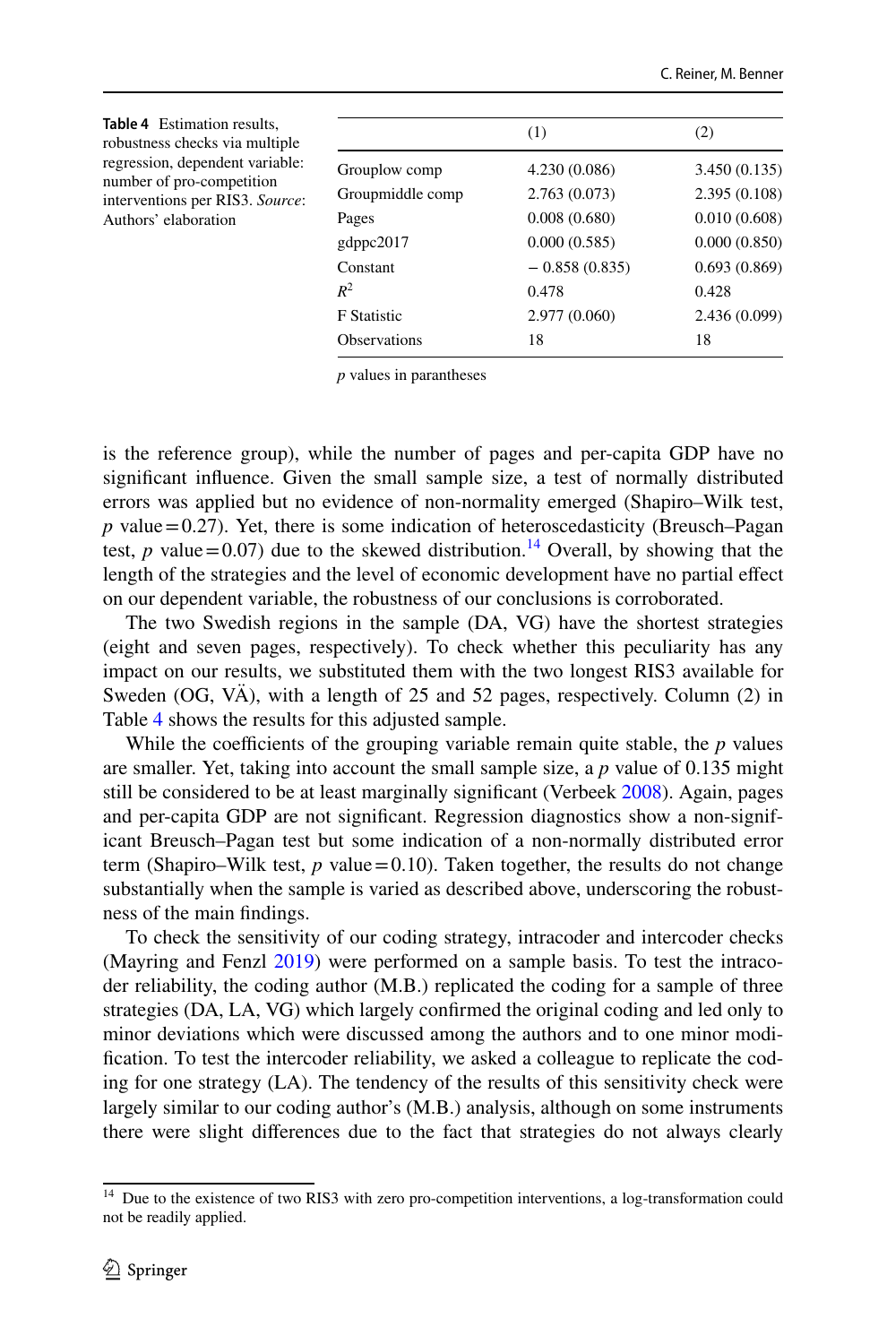**Table 4** Estimation results, robustness checks via multiple regression, dependent variable: number of pro-competition interventions per RIS3. *Source*: Authors' elaboration

| | (1) | (2) |
|---|---|---|
| Grouplow comp | 4.230 (0.086) | 3.450 (0.135) |
| Groupmiddle comp | 2.763 (0.073) | 2.395 (0.108) |
| Pages | 0.008 (0.680) | 0.010 (0.608) |
| gdppc2017 | 0.000 (0.585) | 0.000 (0.850) |
| Constant | − 0.858 (0.835) | 0.693 (0.869) |
| $R^2$ | 0.478 | 0.428 |
| F Statistic | 2.977 (0.060) | 2.436 (0.099) |
| Observations | 18 | 18 |

*p* values in parantheses

is the reference group), while the number of pages and per-capita GDP have no significant influence. Given the small sample size, a test of normally distributed errors was applied but no evidence of non-normality emerged (Shapiro–Wilk test, $p$ value = 0.27). Yet, there is some indication of heteroscedasticity (Breusch–Pagan test, $p$ value = 0.07) due to the skewed distribution.[14] Overall, by showing that the length of the strategies and the level of economic development have no partial effect on our dependent variable, the robustness of our conclusions is corroborated.

The two Swedish regions in the sample (DA, VG) have the shortest strategies (eight and seven pages, respectively). To check whether this peculiarity has any impact on our results, we substituted them with the two longest RIS3 available for Sweden (OG, VÄ), with a length of 25 and 52 pages, respectively. Column (2) in Table 4 shows the results for this adjusted sample.

While the coefficients of the grouping variable remain quite stable, the $p$ values are smaller. Yet, taking into account the small sample size, a $p$ value of 0.135 might still be considered to be at least marginally significant (Verbeek 2008). Again, pages and per-capita GDP are not significant. Regression diagnostics show a non-significant Breusch–Pagan test but some indication of a non-normally distributed error term (Shapiro–Wilk test, $p$ value = 0.10). Taken together, the results do not change substantially when the sample is varied as described above, underscoring the robustness of the main findings.

To check the sensitivity of our coding strategy, intracoder and intercoder checks (Mayring and Fenzl 2019) were performed on a sample basis. To test the intracoder reliability, the coding author (M.B.) replicated the coding for a sample of three strategies (DA, LA, VG) which largely confirmed the original coding and led only to minor deviations which were discussed among the authors and to one minor modification. To test the intercoder reliability, we asked a colleague to replicate the coding for one strategy (LA). The tendency of the results of this sensitivity check were largely similar to our coding author's (M.B.) analysis, although on some instruments there were slight differences due to the fact that strategies do not always clearly

[14] Due to the existence of two RIS3 with zero pro-competition interventions, a log-transformation could not be readily applied.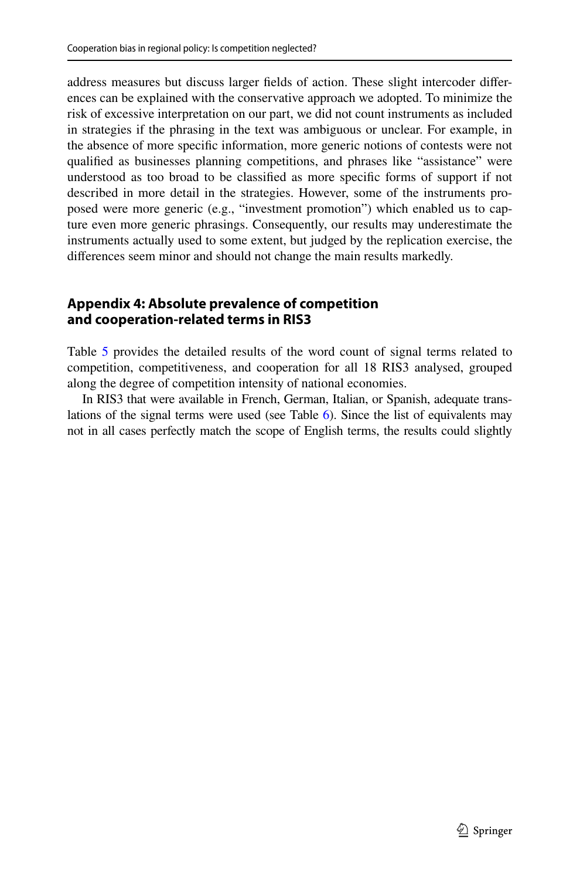address measures but discuss larger fields of action. These slight intercoder differences can be explained with the conservative approach we adopted. To minimize the risk of excessive interpretation on our part, we did not count instruments as included in strategies if the phrasing in the text was ambiguous or unclear. For example, in the absence of more specific information, more generic notions of contests were not qualified as businesses planning competitions, and phrases like "assistance" were understood as too broad to be classified as more specific forms of support if not described in more detail in the strategies. However, some of the instruments proposed were more generic (e.g., "investment promotion") which enabled us to capture even more generic phrasings. Consequently, our results may underestimate the instruments actually used to some extent, but judged by the replication exercise, the differences seem minor and should not change the main results markedly.

## Appendix 4: Absolute prevalence of competition and cooperation-related terms in RIS3

Table 5 provides the detailed results of the word count of signal terms related to competition, competitiveness, and cooperation for all 18 RIS3 analysed, grouped along the degree of competition intensity of national economies.

In RIS3 that were available in French, German, Italian, or Spanish, adequate translations of the signal terms were used (see Table 6). Since the list of equivalents may not in all cases perfectly match the scope of English terms, the results could slightly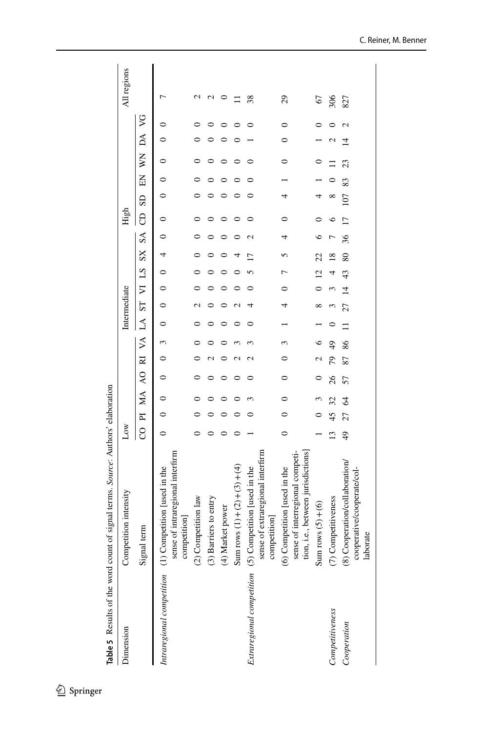**Table 5** Results of the word count of signal terms. *Source*: Authors' elaboration

| Dimension | Competition intensity | Low | | | | | | Intermediate | | | | | | High | | | | | | All regions |
|---|---|---|---|---|---|---|---|---|---|---|---|---|---|---|---|---|---|---|---|---|
| | Signal term | CO | PI | MA | AO | RI | VA | LA | ST | VI | LS | SX | SA | CD | SD | EN | WN | DA | VG | |
| *Intraregional competition* | (1) Competition [used in the sense of intraregional interfirm competition] | 0 | 0 | 0 | 0 | 0 | 3 | 0 | 0 | 0 | 0 | 4 | 0 | 0 | 0 | 0 | 0 | 0 | 0 | 7 |
| | (2) Competition law | 0 | 0 | 0 | 0 | 0 | 0 | 0 | 2 | 0 | 0 | 0 | 0 | 0 | 0 | 0 | 0 | 0 | 0 | 2 |
| | (3) Barriers to entry | 0 | 0 | 0 | 0 | 2 | 0 | 0 | 0 | 0 | 0 | 0 | 0 | 0 | 0 | 0 | 0 | 0 | 0 | 2 |
| | (4) Market power | 0 | 0 | 0 | 0 | 0 | 0 | 0 | 0 | 0 | 0 | 0 | 0 | 0 | 0 | 0 | 0 | 0 | 0 | 0 |
| | Sum rows (1) + (2) + (3) + (4) | 0 | 0 | 0 | 0 | 2 | 3 | 0 | 2 | 0 | 0 | 4 | 0 | 0 | 0 | 0 | 0 | 0 | 0 | 11 |
| *Extraregional competition* | (5) Competition [used in the sense of extraregional interfirm competition] | 1 | 0 | 3 | 0 | 2 | 3 | 0 | 4 | 0 | 5 | 17 | 2 | 0 | 0 | 0 | 0 | 1 | 0 | 38 |
| | (6) Competition [used in the sense of interregional competition, i.e., between jurisdictions] | 0 | 0 | 0 | 0 | 0 | 3 | 1 | 4 | 0 | 7 | 5 | 4 | 0 | 4 | 1 | 0 | 0 | 0 | 29 |
| | Sum rows (5) + (6) | 1 | 0 | 3 | 0 | 2 | 6 | 1 | 8 | 0 | 12 | 22 | 6 | 0 | 4 | 1 | 0 | 1 | 0 | 67 |
| *Competitiveness* | (7) Competitiveness | 13 | 45 | 32 | 26 | 79 | 49 | 0 | 3 | 3 | 4 | 18 | 7 | 6 | 8 | 0 | 11 | 2 | 0 | 306 |
| *Cooperation* | (8) Cooperation/collaboration/cooperative/cooperate/collaborate | 49 | 27 | 64 | 57 | 87 | 86 | 11 | 27 | 14 | 43 | 80 | 36 | 17 | 107 | 83 | 23 | 14 | 2 | 827 |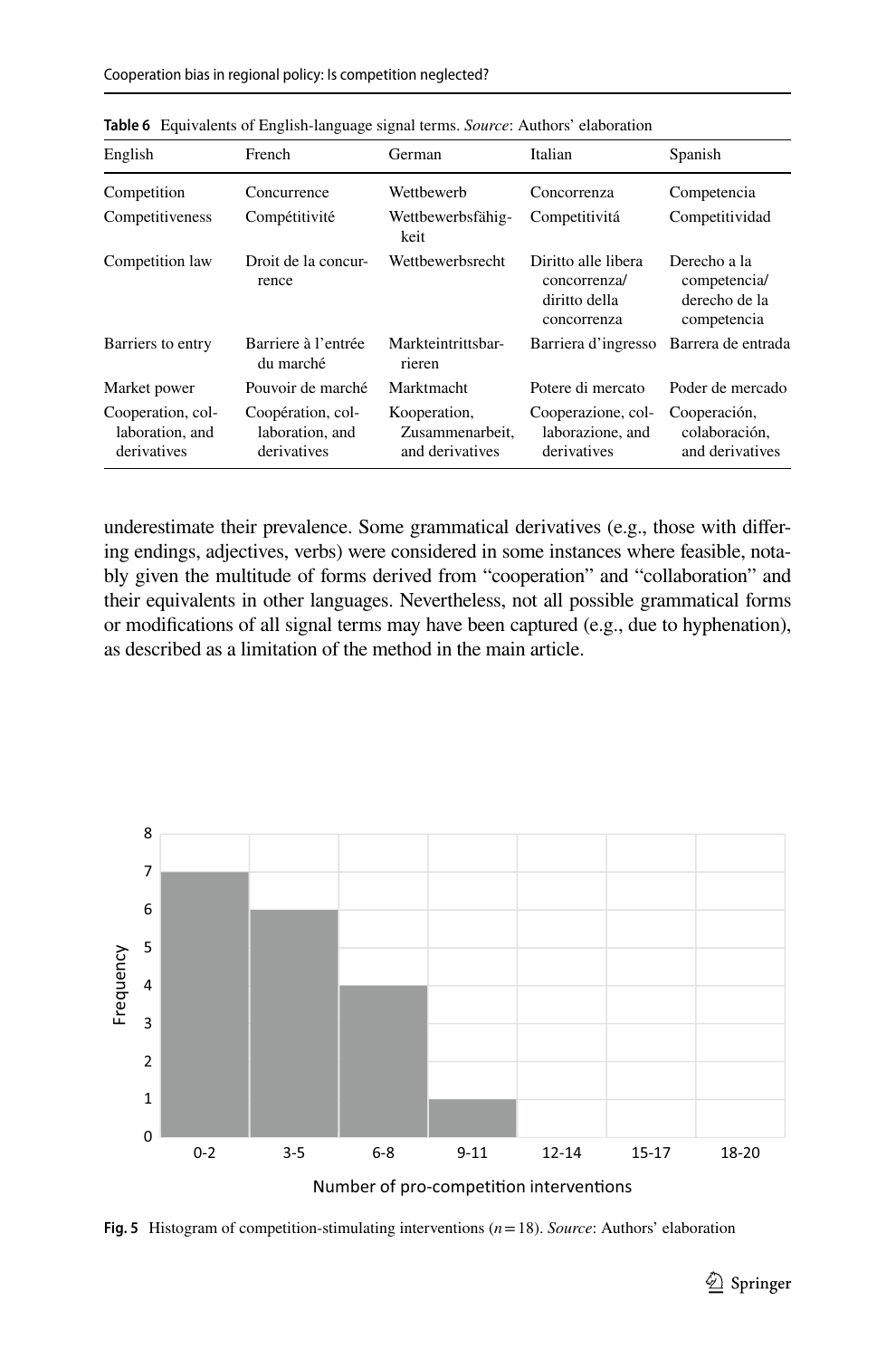**Table 6** Equivalents of English-language signal terms. *Source*: Authors' elaboration

| English | French | German | Italian | Spanish |
|---|---|---|---|---|
| Competition | Concurrence | Wettbewerb | Concorrenza | Competencia |
| Competitiveness | Compétitivité | Wettbewerbsfähigkeit | Competitivitá | Competitividad |
| Competition law | Droit de la concurrence | Wettbewerbsrecht | Diritto alle libera concorrenza/diritto della concorrenza | Derecho a la competencia/derecho de la competencia |
| Barriers to entry | Barriere à l'entrée du marché | Markteintrittsbarrieren | Barriera d'ingresso | Barrera de entrada |
| Market power | Pouvoir de marché | Marktmacht | Potere di mercato | Poder de mercado |
| Cooperation, collaboration, and derivatives | Coopération, collaboration, and derivatives | Kooperation, Zusammenarbeit, and derivatives | Cooperazione, collaborazione, and derivatives | Cooperación, colaboración, and derivatives |

underestimate their prevalence. Some grammatical derivatives (e.g., those with differing endings, adjectives, verbs) were considered in some instances where feasible, notably given the multitude of forms derived from "cooperation" and "collaboration" and their equivalents in other languages. Nevertheless, not all possible grammatical forms or modifications of all signal terms may have been captured (e.g., due to hyphenation), as described as a limitation of the method in the main article.

| Number of pro-competition interventions | Frequency |
|---|---|
| 0-2 | 7 |
| 3-5 | 6 |
| 6-8 | 4 |
| 9-11 | 1 |
| 12-14 | 0 |
| 15-17 | 0 |
| 18-20 | 0 |

**Fig. 5** Histogram of competition-stimulating interventions ($n = 18$). *Source*: Authors' elaboration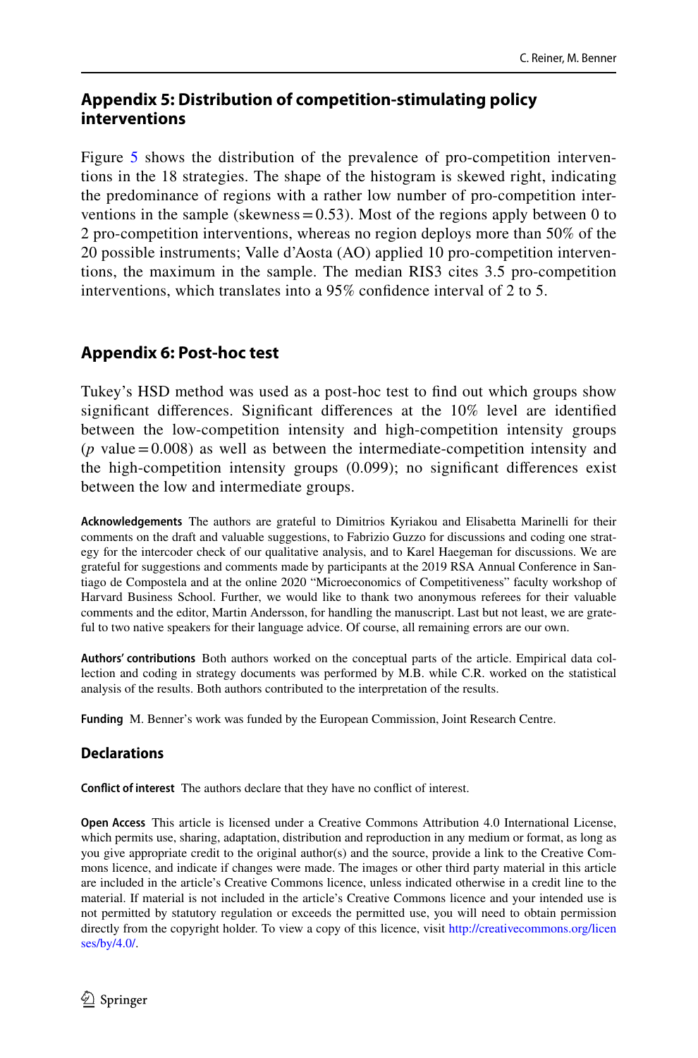## Appendix 5: Distribution of competition-stimulating policy interventions

Figure 5 shows the distribution of the prevalence of pro-competition interventions in the 18 strategies. The shape of the histogram is skewed right, indicating the predominance of regions with a rather low number of pro-competition interventions in the sample (skewness = 0.53). Most of the regions apply between 0 to 2 pro-competition interventions, whereas no region deploys more than 50% of the 20 possible instruments; Valle d'Aosta (AO) applied 10 pro-competition interventions, the maximum in the sample. The median RIS3 cites 3.5 pro-competition interventions, which translates into a 95% confidence interval of 2 to 5.

## Appendix 6: Post-hoc test

Tukey's HSD method was used as a post-hoc test to find out which groups show significant differences. Significant differences at the 10% level are identified between the low-competition intensity and high-competition intensity groups ($p$ value = 0.008) as well as between the intermediate-competition intensity and the high-competition intensity groups (0.099); no significant differences exist between the low and intermediate groups.

**Acknowledgements** The authors are grateful to Dimitrios Kyriakou and Elisabetta Marinelli for their comments on the draft and valuable suggestions, to Fabrizio Guzzo for discussions and coding one strategy for the intercoder check of our qualitative analysis, and to Karel Haegeman for discussions. We are grateful for suggestions and comments made by participants at the 2019 RSA Annual Conference in Santiago de Compostela and at the online 2020 "Microeconomics of Competitiveness" faculty workshop of Harvard Business School. Further, we would like to thank two anonymous referees for their valuable comments and the editor, Martin Andersson, for handling the manuscript. Last but not least, we are grateful to two native speakers for their language advice. Of course, all remaining errors are our own.

**Authors' contributions** Both authors worked on the conceptual parts of the article. Empirical data collection and coding in strategy documents was performed by M.B. while C.R. worked on the statistical analysis of the results. Both authors contributed to the interpretation of the results.

**Funding** M. Benner's work was funded by the European Commission, Joint Research Centre.

### Declarations

**Conflict of interest** The authors declare that they have no conflict of interest.

**Open Access** This article is licensed under a Creative Commons Attribution 4.0 International License, which permits use, sharing, adaptation, distribution and reproduction in any medium or format, as long as you give appropriate credit to the original author(s) and the source, provide a link to the Creative Commons licence, and indicate if changes were made. The images or other third party material in this article are included in the article's Creative Commons licence, unless indicated otherwise in a credit line to the material. If material is not included in the article's Creative Commons licence and your intended use is not permitted by statutory regulation or exceeds the permitted use, you will need to obtain permission directly from the copyright holder. To view a copy of this licence, visit http://creativecommons.org/licenses/by/4.0/.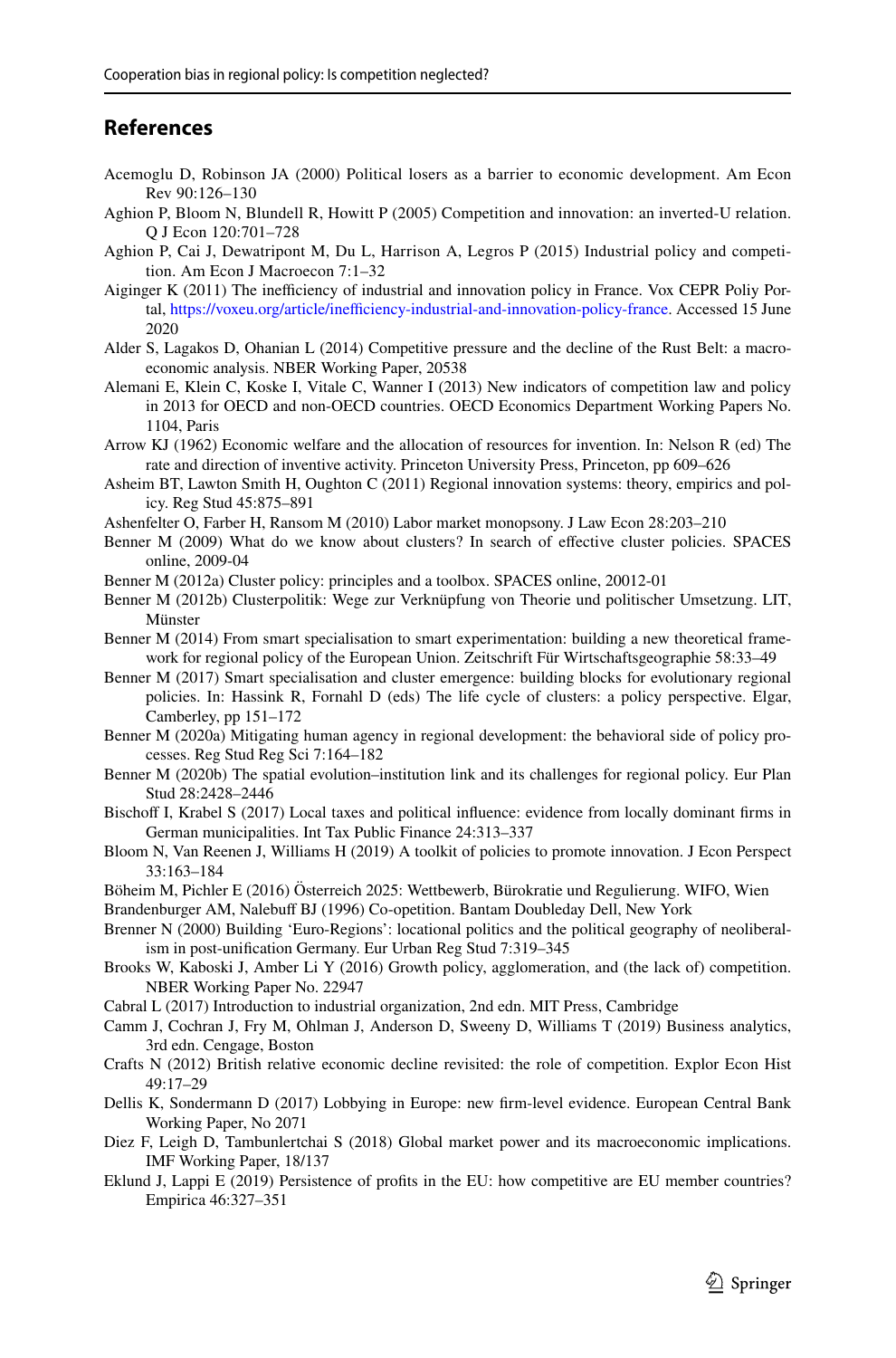## References

Acemoglu D, Robinson JA (2000) Political losers as a barrier to economic development. Am Econ Rev 90:126–130

Aghion P, Bloom N, Blundell R, Howitt P (2005) Competition and innovation: an inverted-U relation. Q J Econ 120:701–728

Aghion P, Cai J, Dewatripont M, Du L, Harrison A, Legros P (2015) Industrial policy and competition. Am Econ J Macroecon 7:1–32

Aiginger K (2011) The inefficiency of industrial and innovation policy in France. Vox CEPR Poliy Portal, https://voxeu.org/article/inefficiency-industrial-and-innovation-policy-france. Accessed 15 June 2020

Alder S, Lagakos D, Ohanian L (2014) Competitive pressure and the decline of the Rust Belt: a macroeconomic analysis. NBER Working Paper, 20538

Alemani E, Klein C, Koske I, Vitale C, Wanner I (2013) New indicators of competition law and policy in 2013 for OECD and non-OECD countries. OECD Economics Department Working Papers No. 1104, Paris

Arrow KJ (1962) Economic welfare and the allocation of resources for invention. In: Nelson R (ed) The rate and direction of inventive activity. Princeton University Press, Princeton, pp 609–626

Asheim BT, Lawton Smith H, Oughton C (2011) Regional innovation systems: theory, empirics and policy. Reg Stud 45:875–891

Ashenfelter O, Farber H, Ransom M (2010) Labor market monopsony. J Law Econ 28:203–210

Benner M (2009) What do we know about clusters? In search of effective cluster policies. SPACES online, 2009-04

Benner M (2012a) Cluster policy: principles and a toolbox. SPACES online, 20012-01

Benner M (2012b) Clusterpolitik: Wege zur Verknüpfung von Theorie und politischer Umsetzung. LIT, Münster

Benner M (2014) From smart specialisation to smart experimentation: building a new theoretical framework for regional policy of the European Union. Zeitschrift Für Wirtschaftsgeographie 58:33–49

Benner M (2017) Smart specialisation and cluster emergence: building blocks for evolutionary regional policies. In: Hassink R, Fornahl D (eds) The life cycle of clusters: a policy perspective. Elgar, Camberley, pp 151–172

Benner M (2020a) Mitigating human agency in regional development: the behavioral side of policy processes. Reg Stud Reg Sci 7:164–182

Benner M (2020b) The spatial evolution–institution link and its challenges for regional policy. Eur Plan Stud 28:2428–2446

Bischoff I, Krabel S (2017) Local taxes and political influence: evidence from locally dominant firms in German municipalities. Int Tax Public Finance 24:313–337

Bloom N, Van Reenen J, Williams H (2019) A toolkit of policies to promote innovation. J Econ Perspect 33:163–184

Böheim M, Pichler E (2016) Österreich 2025: Wettbewerb, Bürokratie und Regulierung. WIFO, Wien

Brandenburger AM, Nalebuff BJ (1996) Co-opetition. Bantam Doubleday Dell, New York

Brenner N (2000) Building 'Euro-Regions': locational politics and the political geography of neoliberalism in post-unification Germany. Eur Urban Reg Stud 7:319–345

Brooks W, Kaboski J, Amber Li Y (2016) Growth policy, agglomeration, and (the lack of) competition. NBER Working Paper No. 22947

Cabral L (2017) Introduction to industrial organization, 2nd edn. MIT Press, Cambridge

Camm J, Cochran J, Fry M, Ohlman J, Anderson D, Sweeny D, Williams T (2019) Business analytics, 3rd edn. Cengage, Boston

Crafts N (2012) British relative economic decline revisited: the role of competition. Explor Econ Hist 49:17–29

Dellis K, Sondermann D (2017) Lobbying in Europe: new firm-level evidence. European Central Bank Working Paper, No 2071

Diez F, Leigh D, Tambunlertchai S (2018) Global market power and its macroeconomic implications. IMF Working Paper, 18/137

Eklund J, Lappi E (2019) Persistence of profits in the EU: how competitive are EU member countries? Empirica 46:327–351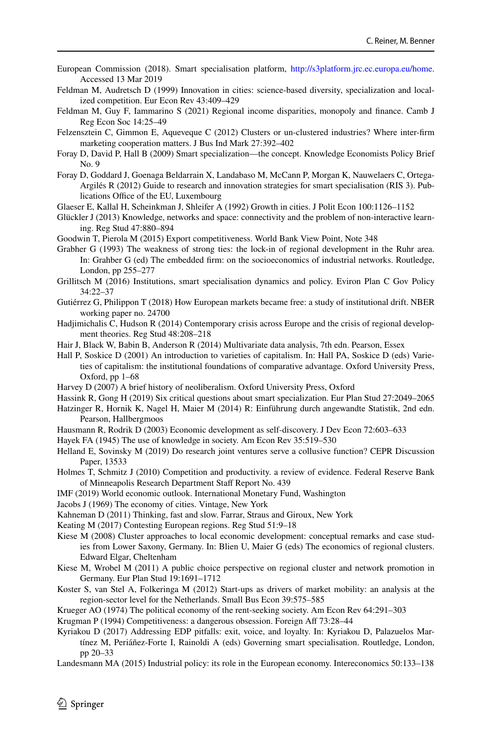European Commission (2018). Smart specialisation platform, http://s3platform.jrc.ec.europa.eu/home. Accessed 13 Mar 2019

Feldman M, Audretsch D (1999) Innovation in cities: science-based diversity, specialization and localized competition. Eur Econ Rev 43:409–429

Feldman M, Guy F, Iammarino S (2021) Regional income disparities, monopoly and finance. Camb J Reg Econ Soc 14:25–49

Felzensztein C, Gimmon E, Aqueveque C (2012) Clusters or un-clustered industries? Where inter-firm marketing cooperation matters. J Bus Ind Mark 27:392–402

Foray D, David P, Hall B (2009) Smart specialization—the concept. Knowledge Economists Policy Brief No. 9

Foray D, Goddard J, Goenaga Beldarrain X, Landabaso M, McCann P, Morgan K, Nauwelaers C, Ortega-Argilés R (2012) Guide to research and innovation strategies for smart specialisation (RIS 3). Publications Office of the EU, Luxembourg

Glaeser E, Kallal H, Scheinkman J, Shleifer A (1992) Growth in cities. J Polit Econ 100:1126–1152

Glückler J (2013) Knowledge, networks and space: connectivity and the problem of non-interactive learning. Reg Stud 47:880–894

Goodwin T, Pierola M (2015) Export competitiveness. World Bank View Point, Note 348

Grabher G (1993) The weakness of strong ties: the lock-in of regional development in the Ruhr area. In: Grabher G (ed) The embedded firm: on the socioeconomics of industrial networks. Routledge, London, pp 255–277

Grillitsch M (2016) Institutions, smart specialisation dynamics and policy. Eviron Plan C Gov Policy 34:22–37

Gutiérrez G, Philippon T (2018) How European markets became free: a study of institutional drift. NBER working paper no. 24700

Hadjimichalis C, Hudson R (2014) Contemporary crisis across Europe and the crisis of regional development theories. Reg Stud 48:208–218

Hair J, Black W, Babin B, Anderson R (2014) Multivariate data analysis, 7th edn. Pearson, Essex

Hall P, Soskice D (2001) An introduction to varieties of capitalism. In: Hall PA, Soskice D (eds) Varieties of capitalism: the institutional foundations of comparative advantage. Oxford University Press, Oxford, pp 1–68

Harvey D (2007) A brief history of neoliberalism. Oxford University Press, Oxford

Hassink R, Gong H (2019) Six critical questions about smart specialization. Eur Plan Stud 27:2049–2065

Hatzinger R, Hornik K, Nagel H, Maier M (2014) R: Einführung durch angewandte Statistik, 2nd edn. Pearson, Hallbergmoos

Hausmann R, Rodrik D (2003) Economic development as self-discovery. J Dev Econ 72:603–633

Hayek FA (1945) The use of knowledge in society. Am Econ Rev 35:519–530

Helland E, Sovinsky M (2019) Do research joint ventures serve a collusive function? CEPR Discussion Paper, 13533

Holmes T, Schmitz J (2010) Competition and productivity. a review of evidence. Federal Reserve Bank of Minneapolis Research Department Staff Report No. 439

IMF (2019) World economic outlook. International Monetary Fund, Washington

Jacobs J (1969) The economy of cities. Vintage, New York

Kahneman D (2011) Thinking, fast and slow. Farrar, Straus and Giroux, New York

Keating M (2017) Contesting European regions. Reg Stud 51:9–18

Kiese M (2008) Cluster approaches to local economic development: conceptual remarks and case studies from Lower Saxony, Germany. In: Blien U, Maier G (eds) The economics of regional clusters. Edward Elgar, Cheltenham

Kiese M, Wrobel M (2011) A public choice perspective on regional cluster and network promotion in Germany. Eur Plan Stud 19:1691–1712

Koster S, van Stel A, Folkeringa M (2012) Start-ups as drivers of market mobility: an analysis at the region-sector level for the Netherlands. Small Bus Econ 39:575–585

Krueger AO (1974) The political economy of the rent-seeking society. Am Econ Rev 64:291–303

Krugman P (1994) Competitiveness: a dangerous obsession. Foreign Aff 73:28–44

Kyriakou D (2017) Addressing EDP pitfalls: exit, voice, and loyalty. In: Kyriakou D, Palazuelos Martínez M, Periáñez-Forte I, Rainoldi A (eds) Governing smart specialisation. Routledge, London, pp 20–33

Landesmann MA (2015) Industrial policy: its role in the European economy. Intereconomics 50:133–138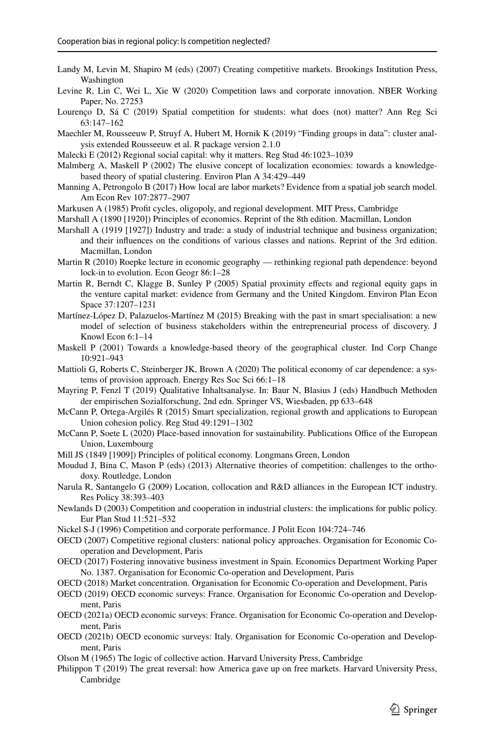Landy M, Levin M, Shapiro M (eds) (2007) Creating competitive markets. Brookings Institution Press, Washington

Levine R, Lin C, Wei L, Xie W (2020) Competition laws and corporate innovation. NBER Working Paper, No. 27253

Lourenço D, Sá C (2019) Spatial competition for students: what does (not) matter? Ann Reg Sci 63:147–162

Maechler M, Rousseeuw P, Struyf A, Hubert M, Hornik K (2019) "Finding groups in data": cluster analysis extended Rousseeuw et al. R package version 2.1.0

Malecki E (2012) Regional social capital: why it matters. Reg Stud 46:1023–1039

Malmberg A, Maskell P (2002) The elusive concept of localization economies: towards a knowledge-based theory of spatial clustering. Environ Plan A 34:429–449

Manning A, Petrongolo B (2017) How local are labor markets? Evidence from a spatial job search model. Am Econ Rev 107:2877–2907

Markusen A (1985) Profit cycles, oligopoly, and regional development. MIT Press, Cambridge

Marshall A (1890 [1920]) Principles of economics. Reprint of the 8th edition. Macmillan, London

Marshall A (1919 [1927]) Industry and trade: a study of industrial technique and business organization; and their influences on the conditions of various classes and nations. Reprint of the 3rd edition. Macmillan, London

Martin R (2010) Roepke lecture in economic geography — rethinking regional path dependence: beyond lock-in to evolution. Econ Geogr 86:1–28

Martin R, Berndt C, Klagge B, Sunley P (2005) Spatial proximity effects and regional equity gaps in the venture capital market: evidence from Germany and the United Kingdom. Environ Plan Econ Space 37:1207–1231

Martínez-López D, Palazuelos-Martínez M (2015) Breaking with the past in smart specialisation: a new model of selection of business stakeholders within the entrepreneurial process of discovery. J Knowl Econ 6:1–14

Maskell P (2001) Towards a knowledge-based theory of the geographical cluster. Ind Corp Change 10:921–943

Mattioli G, Roberts C, Steinberger JK, Brown A (2020) The political economy of car dependence: a systems of provision approach. Energy Res Soc Sci 66:1–18

Mayring P, Fenzl T (2019) Qualitative Inhaltsanalyse. In: Baur N, Blasius J (eds) Handbuch Methoden der empirischen Sozialforschung, 2nd edn. Springer VS, Wiesbaden, pp 633–648

McCann P, Ortega-Argilés R (2015) Smart specialization, regional growth and applications to European Union cohesion policy. Reg Stud 49:1291–1302

McCann P, Soete L (2020) Place-based innovation for sustainability. Publications Office of the European Union, Luxembourg

Mill JS (1849 [1909]) Principles of political economy. Longmans Green, London

Moudud J, Bina C, Mason P (eds) (2013) Alternative theories of competition: challenges to the orthodoxy. Routledge, London

Narula R, Santangelo G (2009) Location, collocation and R&D alliances in the European ICT industry. Res Policy 38:393–403

Newlands D (2003) Competition and cooperation in industrial clusters: the implications for public policy. Eur Plan Stud 11:521–532

Nickel S-J (1996) Competition and corporate performance. J Polit Econ 104:724–746

OECD (2007) Competitive regional clusters: national policy approaches. Organisation for Economic Co-operation and Development, Paris

OECD (2017) Fostering innovative business investment in Spain. Economics Department Working Paper No. 1387. Organisation for Economic Co-operation and Development, Paris

OECD (2018) Market concentration. Organisation for Economic Co-operation and Development, Paris

OECD (2019) OECD economic surveys: France. Organisation for Economic Co-operation and Development, Paris

OECD (2021a) OECD economic surveys: France. Organisation for Economic Co-operation and Development, Paris

OECD (2021b) OECD economic surveys: Italy. Organisation for Economic Co-operation and Development, Paris

Olson M (1965) The logic of collective action. Harvard University Press, Cambridge

Philippon T (2019) The great reversal: how America gave up on free markets. Harvard University Press, Cambridge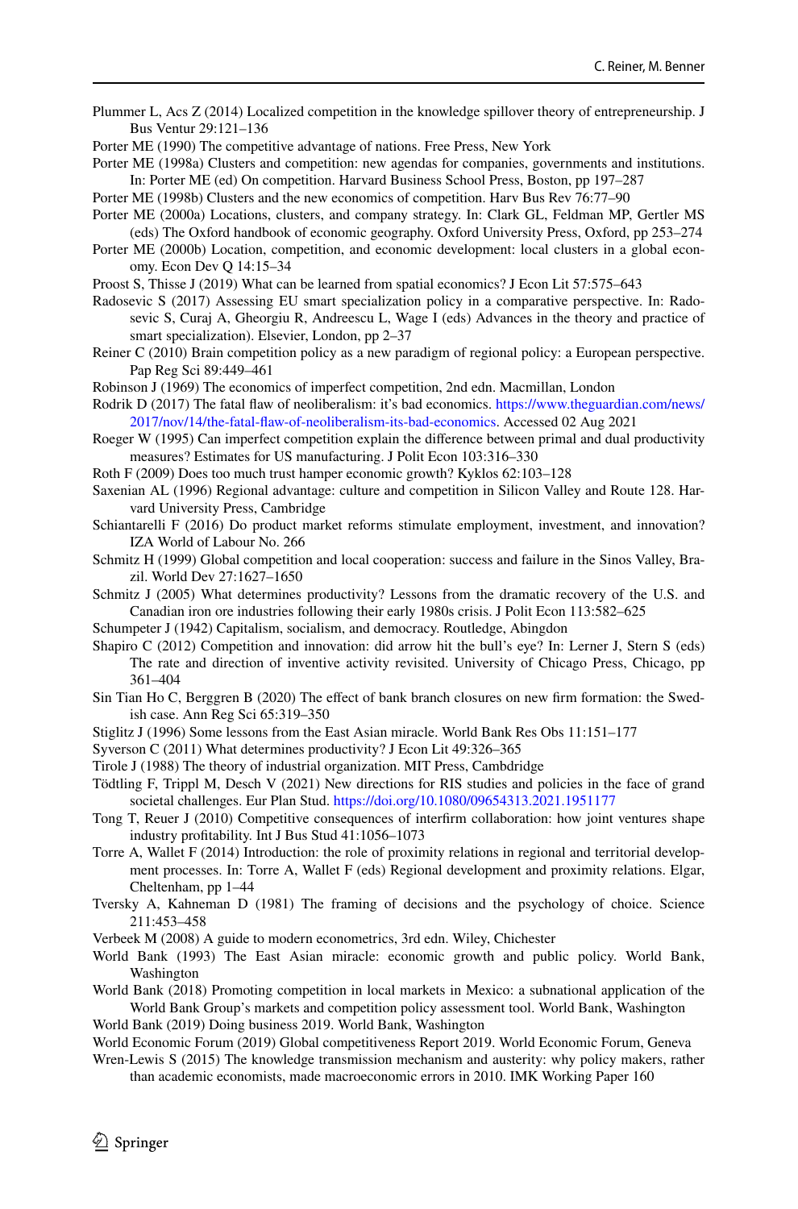Plummer L, Acs Z (2014) Localized competition in the knowledge spillover theory of entrepreneurship. J Bus Ventur 29:121–136

Porter ME (1990) The competitive advantage of nations. Free Press, New York

Porter ME (1998a) Clusters and competition: new agendas for companies, governments and institutions. In: Porter ME (ed) On competition. Harvard Business School Press, Boston, pp 197–287

Porter ME (1998b) Clusters and the new economics of competition. Harv Bus Rev 76:77–90

Porter ME (2000a) Locations, clusters, and company strategy. In: Clark GL, Feldman MP, Gertler MS (eds) The Oxford handbook of economic geography. Oxford University Press, Oxford, pp 253–274

Porter ME (2000b) Location, competition, and economic development: local clusters in a global economy. Econ Dev Q 14:15–34

Proost S, Thisse J (2019) What can be learned from spatial economics? J Econ Lit 57:575–643

Radosevic S (2017) Assessing EU smart specialization policy in a comparative perspective. In: Radosevic S, Curaj A, Gheorgiu R, Andreescu L, Wage I (eds) Advances in the theory and practice of smart specialization). Elsevier, London, pp 2–37

Reiner C (2010) Brain competition policy as a new paradigm of regional policy: a European perspective. Pap Reg Sci 89:449–461

Robinson J (1969) The economics of imperfect competition, 2nd edn. Macmillan, London

Rodrik D (2017) The fatal flaw of neoliberalism: it's bad economics. https://www.theguardian.com/news/2017/nov/14/the-fatal-flaw-of-neoliberalism-its-bad-economics. Accessed 02 Aug 2021

Roeger W (1995) Can imperfect competition explain the difference between primal and dual productivity measures? Estimates for US manufacturing. J Polit Econ 103:316–330

Roth F (2009) Does too much trust hamper economic growth? Kyklos 62:103–128

Saxenian AL (1996) Regional advantage: culture and competition in Silicon Valley and Route 128. Harvard University Press, Cambridge

Schiantarelli F (2016) Do product market reforms stimulate employment, investment, and innovation? IZA World of Labour No. 266

Schmitz H (1999) Global competition and local cooperation: success and failure in the Sinos Valley, Brazil. World Dev 27:1627–1650

Schmitz J (2005) What determines productivity? Lessons from the dramatic recovery of the U.S. and Canadian iron ore industries following their early 1980s crisis. J Polit Econ 113:582–625

Schumpeter J (1942) Capitalism, socialism, and democracy. Routledge, Abingdon

Shapiro C (2012) Competition and innovation: did arrow hit the bull's eye? In: Lerner J, Stern S (eds) The rate and direction of inventive activity revisited. University of Chicago Press, Chicago, pp 361–404

Sin Tian Ho C, Berggren B (2020) The effect of bank branch closures on new firm formation: the Swedish case. Ann Reg Sci 65:319–350

Stiglitz J (1996) Some lessons from the East Asian miracle. World Bank Res Obs 11:151–177

Syverson C (2011) What determines productivity? J Econ Lit 49:326–365

Tirole J (1988) The theory of industrial organization. MIT Press, Cambdridge

Tödtling F, Trippl M, Desch V (2021) New directions for RIS studies and policies in the face of grand societal challenges. Eur Plan Stud. https://doi.org/10.1080/09654313.2021.1951177

Tong T, Reuer J (2010) Competitive consequences of interfirm collaboration: how joint ventures shape industry profitability. Int J Bus Stud 41:1056–1073

Torre A, Wallet F (2014) Introduction: the role of proximity relations in regional and territorial development processes. In: Torre A, Wallet F (eds) Regional development and proximity relations. Elgar, Cheltenham, pp 1–44

Tversky A, Kahneman D (1981) The framing of decisions and the psychology of choice. Science 211:453–458

Verbeek M (2008) A guide to modern econometrics, 3rd edn. Wiley, Chichester

World Bank (1993) The East Asian miracle: economic growth and public policy. World Bank, Washington

World Bank (2018) Promoting competition in local markets in Mexico: a subnational application of the World Bank Group's markets and competition policy assessment tool. World Bank, Washington

World Bank (2019) Doing business 2019. World Bank, Washington

World Economic Forum (2019) Global competitiveness Report 2019. World Economic Forum, Geneva

Wren-Lewis S (2015) The knowledge transmission mechanism and austerity: why policy makers, rather than academic economists, made macroeconomic errors in 2010. IMK Working Paper 160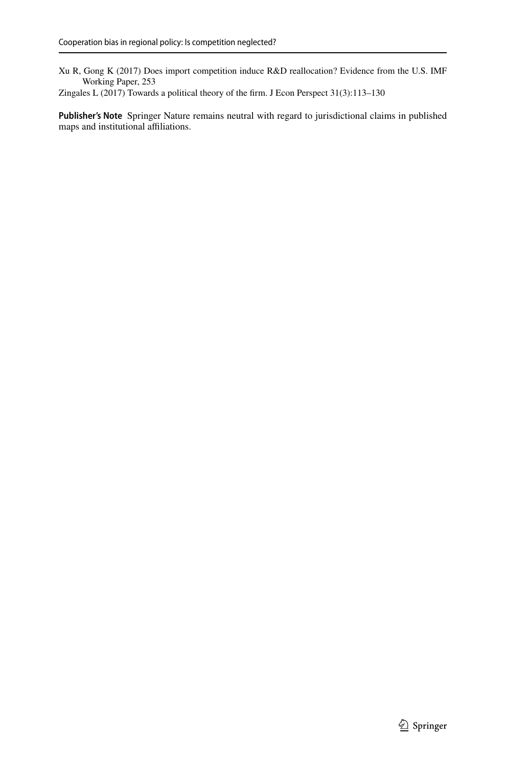Xu R, Gong K (2017) Does import competition induce R&D reallocation? Evidence from the U.S. IMF Working Paper, 253

Zingales L (2017) Towards a political theory of the firm. J Econ Perspect 31(3):113–130

**Publisher's Note** Springer Nature remains neutral with regard to jurisdictional claims in published maps and institutional affiliations.